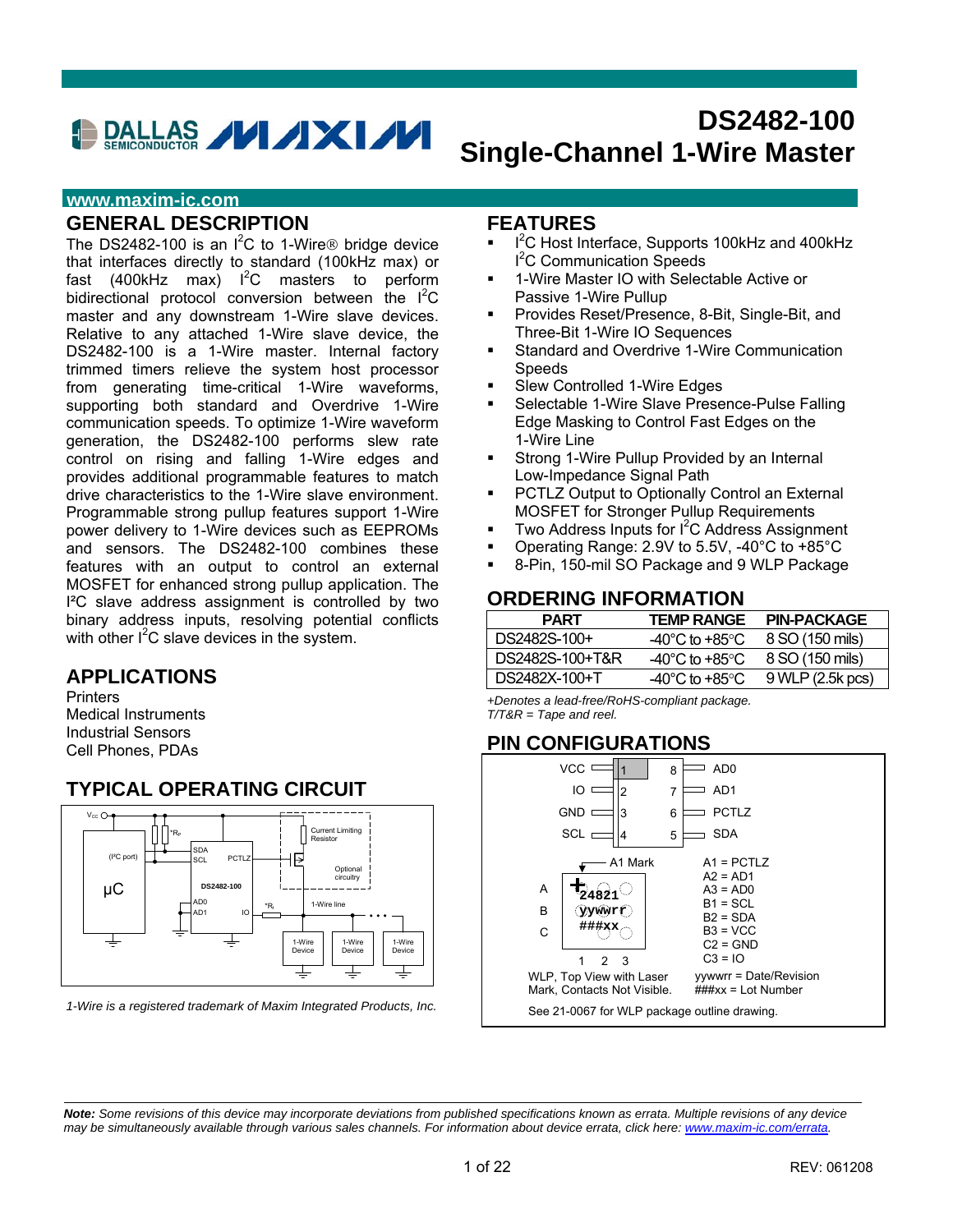# DS2482-100 Single-Channel 1-Wire Master

www.maxim-ic.com

## GENERAL DESCRIPTION

The DS2482-100 is an I²C to 1-Wire® bridge device that interfaces directly to standard (100kHz max) or fast (400kHz max) I²C masters to perform bidirectional protocol conversion between the I²C master and any downstream 1-Wire slave devices. Relative to any attached 1-Wire slave device, the DS2482-100 is a 1-Wire master. Internal factory trimmed timers relieve the system host processor from generating time-critical 1-Wire waveforms, supporting both standard and Overdrive 1-Wire communication speeds. To optimize 1-Wire waveform generation, the DS2482-100 performs slew rate control on rising and falling 1-Wire edges and provides additional programmable features to match drive characteristics to the 1-Wire slave environment. Programmable strong pullup features support 1-Wire power delivery to 1-Wire devices such as EEPROMs and sensors. The DS2482-100 combines these features with an output to control an external MOSFET for enhanced strong pullup application. The I²C slave address assignment is controlled by two binary address inputs, resolving potential conflicts with other I²C slave devices in the system.

## APPLICATIONS

Printers
Medical Instruments
Industrial Sensors
Cell Phones, PDAs

## TYPICAL OPERATING CIRCUIT

*1-Wire is a registered trademark of Maxim Integrated Products, Inc.*

## FEATURES

- I²C Host Interface, Supports 100kHz and 400kHz I²C Communication Speeds
- 1-Wire Master IO with Selectable Active or Passive 1-Wire Pullup
- Provides Reset/Presence, 8-Bit, Single-Bit, and Three-Bit 1-Wire IO Sequences
- Standard and Overdrive 1-Wire Communication Speeds
- Slew Controlled 1-Wire Edges
- Selectable 1-Wire Slave Presence-Pulse Falling Edge Masking to Control Fast Edges on the 1-Wire Line
- Strong 1-Wire Pullup Provided by an Internal Low-Impedance Signal Path
- PCTLZ Output to Optionally Control an External MOSFET for Stronger Pullup Requirements
- Two Address Inputs for I²C Address Assignment
- Operating Range: 2.9V to 5.5V, -40°C to +85°C
- 8-Pin, 150-mil SO Package and 9 WLP Package

## ORDERING INFORMATION

| PART | TEMP RANGE | PIN-PACKAGE |
|---|---|---|
| DS2482S-100+ | -40°C to +85°C | 8 SO (150 mils) |
| DS2482S-100+T&R | -40°C to +85°C | 8 SO (150 mils) |
| DS2482X-100+T | -40°C to +85°C | 9 WLP (2.5k pcs) |

*+Denotes a lead-free/RoHS-compliant package.*
*T/T&R = Tape and reel.*

## PIN CONFIGURATIONS

| Pin | Name | Pin | Name |
|---|---|---|---|
| 1 | VCC | 8 | AD0 |
| 2 | IO | 7 | AD1 |
| 3 | GND | 6 | PCTLZ |
| 4 | SCL | 5 | SDA |

A1 Mark

A1 = PCTLZ
A2 = AD1
A3 = AD0
B1 = SCL
B2 = SDA
B3 = VCC
C2 = GND
C3 = IO

WLP, Top View with Laser Mark, Contacts Not Visible.

yywwrr = Date/Revision
###xx = Lot Number

See 21-0067 for WLP package outline drawing.

***Note:** Some revisions of this device may incorporate deviations from published specifications known as errata. Multiple revisions of any device may be simultaneously available through various sales channels. For information about device errata, click here: www.maxim-ic.com/errata.*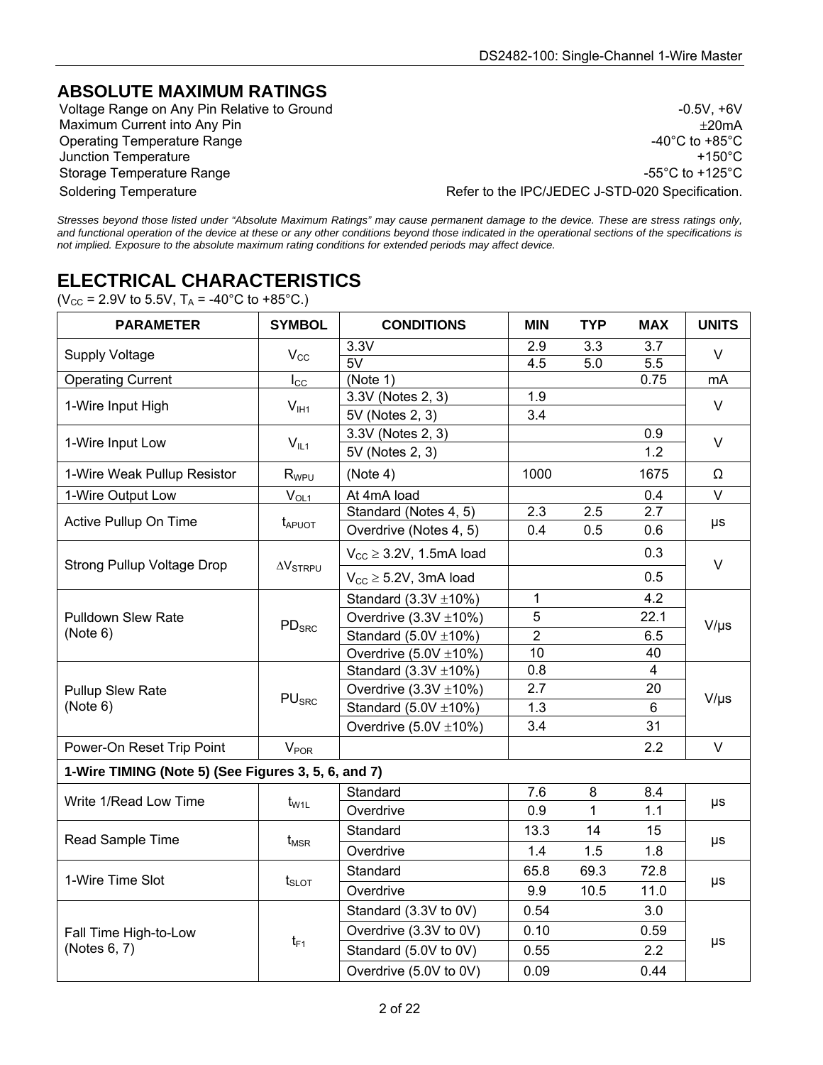## ABSOLUTE MAXIMUM RATINGS

| | |
|---|---|
| Voltage Range on Any Pin Relative to Ground | -0.5V, +6V |
| Maximum Current into Any Pin | ±20mA |
| Operating Temperature Range | -40°C to +85°C |
| Junction Temperature | +150°C |
| Storage Temperature Range | -55°C to +125°C |
| Soldering Temperature | Refer to the IPC/JEDEC J-STD-020 Specification. |

*Stresses beyond those listed under "Absolute Maximum Ratings" may cause permanent damage to the device. These are stress ratings only, and functional operation of the device at these or any other conditions beyond those indicated in the operational sections of the specifications is not implied. Exposure to the absolute maximum rating conditions for extended periods may affect device.*

## ELECTRICAL CHARACTERISTICS

($V_{CC}$ = 2.9V to 5.5V, $T_A$ = -40°C to +85°C.)

| PARAMETER | SYMBOL | CONDITIONS | MIN | TYP | MAX | UNITS |
|---|---|---|---|---|---|---|
| Supply Voltage | $V_{CC}$ | 3.3V | 2.9 | 3.3 | 3.7 | V |
| | | 5V | 4.5 | 5.0 | 5.5 | |
| Operating Current | $I_{CC}$ | (Note 1) | | | 0.75 | mA |
| 1-Wire Input High | $V_{IH1}$ | 3.3V (Notes 2, 3) | 1.9 | | | V |
| | | 5V (Notes 2, 3) | 3.4 | | | |
| 1-Wire Input Low | $V_{IL1}$ | 3.3V (Notes 2, 3) | | | 0.9 | V |
| | | 5V (Notes 2, 3) | | | 1.2 | |
| 1-Wire Weak Pullup Resistor | $R_{WPU}$ | (Note 4) | 1000 | | 1675 | Ω |
| 1-Wire Output Low | $V_{OL1}$ | At 4mA load | | | 0.4 | V |
| Active Pullup On Time | $t_{APUOT}$ | Standard (Notes 4, 5) | 2.3 | 2.5 | 2.7 | µs |
| | | Overdrive (Notes 4, 5) | 0.4 | 0.5 | 0.6 | |
| Strong Pullup Voltage Drop | $\Delta V_{STRPU}$ | $V_{CC} \geq$ 3.2V, 1.5mA load | | | 0.3 | V |
| | | $V_{CC} \geq$ 5.2V, 3mA load | | | 0.5 | |
| Pulldown Slew Rate (Note 6) | $PD_{SRC}$ | Standard (3.3V ±10%) | 1 | | 4.2 | V/µs |
| | | Overdrive (3.3V ±10%) | 5 | | 22.1 | |
| | | Standard (5.0V ±10%) | 2 | | 6.5 | |
| | | Overdrive (5.0V ±10%) | 10 | | 40 | |
| Pullup Slew Rate (Note 6) | $PU_{SRC}$ | Standard (3.3V ±10%) | 0.8 | | 4 | V/µs |
| | | Overdrive (3.3V ±10%) | 2.7 | | 20 | |
| | | Standard (5.0V ±10%) | 1.3 | | 6 | |
| | | Overdrive (5.0V ±10%) | 3.4 | | 31 | |
| Power-On Reset Trip Point | $V_{POR}$ | | | | 2.2 | V |
| **1-Wire TIMING (Note 5) (See Figures 3, 5, 6, and 7)** | | | | | | |
| Write 1/Read Low Time | $t_{W1L}$ | Standard | 7.6 | 8 | 8.4 | µs |
| | | Overdrive | 0.9 | 1 | 1.1 | |
| Read Sample Time | $t_{MSR}$ | Standard | 13.3 | 14 | 15 | µs |
| | | Overdrive | 1.4 | 1.5 | 1.8 | |
| 1-Wire Time Slot | $t_{SLOT}$ | Standard | 65.8 | 69.3 | 72.8 | µs |
| | | Overdrive | 9.9 | 10.5 | 11.0 | |
| Fall Time High-to-Low (Notes 6, 7) | $t_{F1}$ | Standard (3.3V to 0V) | 0.54 | | 3.0 | µs |
| | | Overdrive (3.3V to 0V) | 0.10 | | 0.59 | |
| | | Standard (5.0V to 0V) | 0.55 | | 2.2 | |
| | | Overdrive (5.0V to 0V) | 0.09 | | 0.44 | |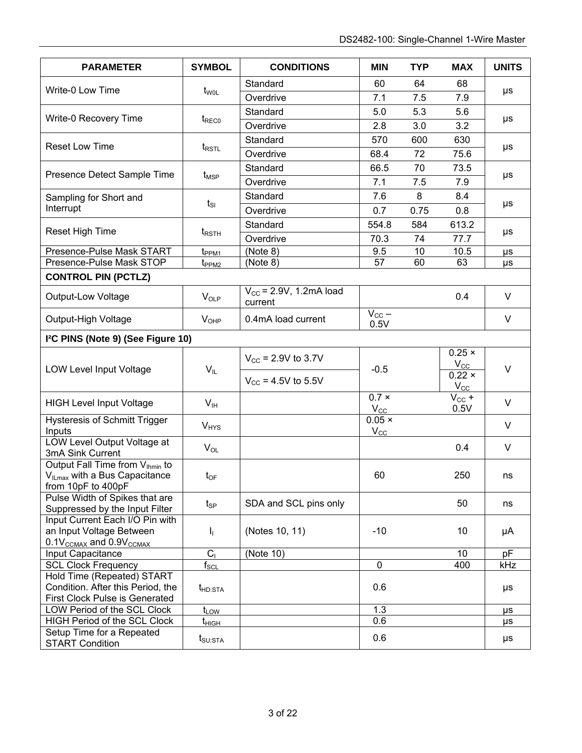| PARAMETER | SYMBOL | CONDITIONS | MIN | TYP | MAX | UNITS |
| --- | --- | --- | --- | --- | --- | --- |
| Write-0 Low Time | $t_{W0L}$ | Standard | 60 | 64 | 68 | µs |
| | | Overdrive | 7.1 | 7.5 | 7.9 | |
| Write-0 Recovery Time | $t_{REC0}$ | Standard | 5.0 | 5.3 | 5.6 | µs |
| | | Overdrive | 2.8 | 3.0 | 3.2 | |
| Reset Low Time | $t_{RSTL}$ | Standard | 570 | 600 | 630 | µs |
| | | Overdrive | 68.4 | 72 | 75.6 | |
| Presence Detect Sample Time | $t_{MSP}$ | Standard | 66.5 | 70 | 73.5 | µs |
| | | Overdrive | 7.1 | 7.5 | 7.9 | |
| Sampling for Short and Interrupt | $t_{SI}$ | Standard | 7.6 | 8 | 8.4 | µs |
| | | Overdrive | 0.7 | 0.75 | 0.8 | |
| Reset High Time | $t_{RSTH}$ | Standard | 554.8 | 584 | 613.2 | µs |
| | | Overdrive | 70.3 | 74 | 77.7 | |
| Presence-Pulse Mask START | $t_{PPM1}$ | (Note 8) | 9.5 | 10 | 10.5 | µs |
| Presence-Pulse Mask STOP | $t_{PPM2}$ | (Note 8) | 57 | 60 | 63 | µs |
| **CONTROL PIN (PCTLZ)** | | | | | | |
| Output-Low Voltage | $V_{OLP}$ | $V_{CC}$ = 2.9V, 1.2mA load current | | | 0.4 | V |
| Output-High Voltage | $V_{OHP}$ | 0.4mA load current | $V_{CC}$ – 0.5V | | | V |
| **I²C PINS (Note 9) (See Figure 10)** | | | | | | |
| LOW Level Input Voltage | $V_{IL}$ | $V_{CC}$ = 2.9V to 3.7V | -0.5 | | 0.25 × $V_{CC}$ | V |
| | | $V_{CC}$ = 4.5V to 5.5V | | | 0.22 × $V_{CC}$ | |
| HIGH Level Input Voltage | $V_{IH}$ | | 0.7 × $V_{CC}$ | | $V_{CC}$ + 0.5V | V |
| Hysteresis of Schmitt Trigger Inputs | $V_{HYS}$ | | 0.05 × $V_{CC}$ | | | V |
| LOW Level Output Voltage at 3mA Sink Current | $V_{OL}$ | | | | 0.4 | V |
| Output Fall Time from $V_{IHmin}$ to $V_{ILmax}$ with a Bus Capacitance from 10pF to 400pF | $t_{OF}$ | | 60 | | 250 | ns |
| Pulse Width of Spikes that are Suppressed by the Input Filter | $t_{SP}$ | SDA and SCL pins only | | | 50 | ns |
| Input Current Each I/O Pin with an Input Voltage Between $0.1V_{CCMAX}$ and $0.9V_{CCMAX}$ | $I_I$ | (Notes 10, 11) | -10 | | 10 | µA |
| Input Capacitance | $C_I$ | (Note 10) | | | 10 | pF |
| SCL Clock Frequency | $f_{SCL}$ | | 0 | | 400 | kHz |
| Hold Time (Repeated) START Condition. After this Period, the First Clock Pulse is Generated | $t_{HD:STA}$ | | 0.6 | | | µs |
| LOW Period of the SCL Clock | $t_{LOW}$ | | 1.3 | | | µs |
| HIGH Period of the SCL Clock | $t_{HIGH}$ | | 0.6 | | | µs |
| Setup Time for a Repeated START Condition | $t_{SU:STA}$ | | 0.6 | | | µs |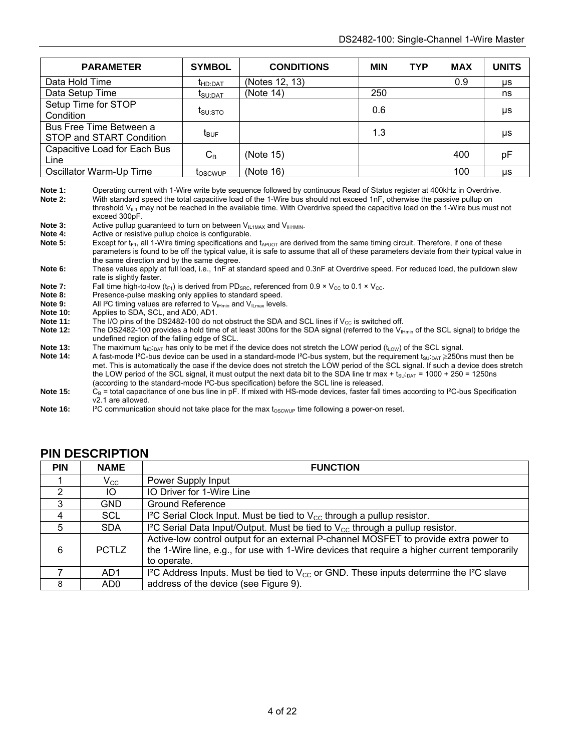| PARAMETER | SYMBOL | CONDITIONS | MIN | TYP | MAX | UNITS |
|---|---|---|---|---|---|---|
| Data Hold Time | $t_{HD:DAT}$ | (Notes 12, 13) | | | 0.9 | µs |
| Data Setup Time | $t_{SU:DAT}$ | (Note 14) | 250 | | | ns |
| Setup Time for STOP Condition | $t_{SU:STO}$ | | 0.6 | | | µs |
| Bus Free Time Between a STOP and START Condition | $t_{BUF}$ | | 1.3 | | | µs |
| Capacitive Load for Each Bus Line | $C_B$ | (Note 15) | | | 400 | pF |
| Oscillator Warm-Up Time | $t_{OSCWUP}$ | (Note 16) | | | 100 | µs |

**Note 1:** Operating current with 1-Wire write byte sequence followed by continuous Read of Status register at 400kHz in Overdrive.

**Note 2:** With standard speed the total capacitive load of the 1-Wire bus should not exceed 1nF, otherwise the passive pullup on threshold $V_{IL1}$ may not be reached in the available time. With Overdrive speed the capacitive load on the 1-Wire bus must not exceed 300pF.

**Note 3:** Active pullup guaranteed to turn on between $V_{IL1MAX}$ and $V_{IH1MIN}$.

**Note 4:** Active or resistive pullup choice is configurable.

**Note 5:** Except for $t_{F1}$, all 1-Wire timing specifications and $t_{APUOT}$ are derived from the same timing circuit. Therefore, if one of these parameters is found to be off the typical value, it is safe to assume that all of these parameters deviate from their typical value in the same direction and by the same degree.

**Note 6:** These values apply at full load, i.e., 1nF at standard speed and 0.3nF at Overdrive speed. For reduced load, the pulldown slew rate is slightly faster.

**Note 7:** Fall time high-to-low ($t_{F1}$) is derived from $PD_{SRC}$, referenced from 0.9 × $V_{CC}$ to 0.1 × $V_{CC}$.

**Note 8:** Presence-pulse masking only applies to standard speed.

**Note 9:** All I²C timing values are referred to $V_{IHmin}$ and $V_{ILmax}$ levels.

**Note 10:** Applies to SDA, SCL, and AD0, AD1.

**Note 11:** The I/O pins of the DS2482-100 do not obstruct the SDA and SCL lines if $V_{CC}$ is switched off.

**Note 12:** The DS2482-100 provides a hold time of at least 300ns for the SDA signal (referred to the $V_{IHmin}$ of the SCL signal) to bridge the undefined region of the falling edge of SCL.

**Note 13:** The maximum $t_{HD:DAT}$ has only to be met if the device does not stretch the LOW period ($t_{LOW}$) of the SCL signal.

**Note 14:** A fast-mode I²C-bus device can be used in a standard-mode I²C-bus system, but the requirement $t_{SU:DAT} \geq 250$ns must then be met. This is automatically the case if the device does not stretch the LOW period of the SCL signal. If such a device does stretch the LOW period of the SCL signal, it must output the next data bit to the SDA line tr max + $t_{SU:DAT}$ = 1000 + 250 = 1250ns (according to the standard-mode I²C-bus specification) before the SCL line is released.

**Note 15:** $C_B$ = total capacitance of one bus line in pF. If mixed with HS-mode devices, faster fall times according to I²C-bus Specification v2.1 are allowed.

**Note 16:** I²C communication should not take place for the max $t_{OSCWUP}$ time following a power-on reset.

## PIN DESCRIPTION

| PIN | NAME | FUNCTION |
|---|---|---|
| 1 | $V_{CC}$ | Power Supply Input |
| 2 | IO | IO Driver for 1-Wire Line |
| 3 | GND | Ground Reference |
| 4 | SCL | I²C Serial Clock Input. Must be tied to $V_{CC}$ through a pullup resistor. |
| 5 | SDA | I²C Serial Data Input/Output. Must be tied to $V_{CC}$ through a pullup resistor. |
| 6 | PCTLZ | Active-low control output for an external P-channel MOSFET to provide extra power to the 1-Wire line, e.g., for use with 1-Wire devices that require a higher current temporarily to operate. |
| 7 | AD1 | I²C Address Inputs. Must be tied to $V_{CC}$ or GND. These inputs determine the I²C slave address of the device (see Figure 9). |
| 8 | AD0 | |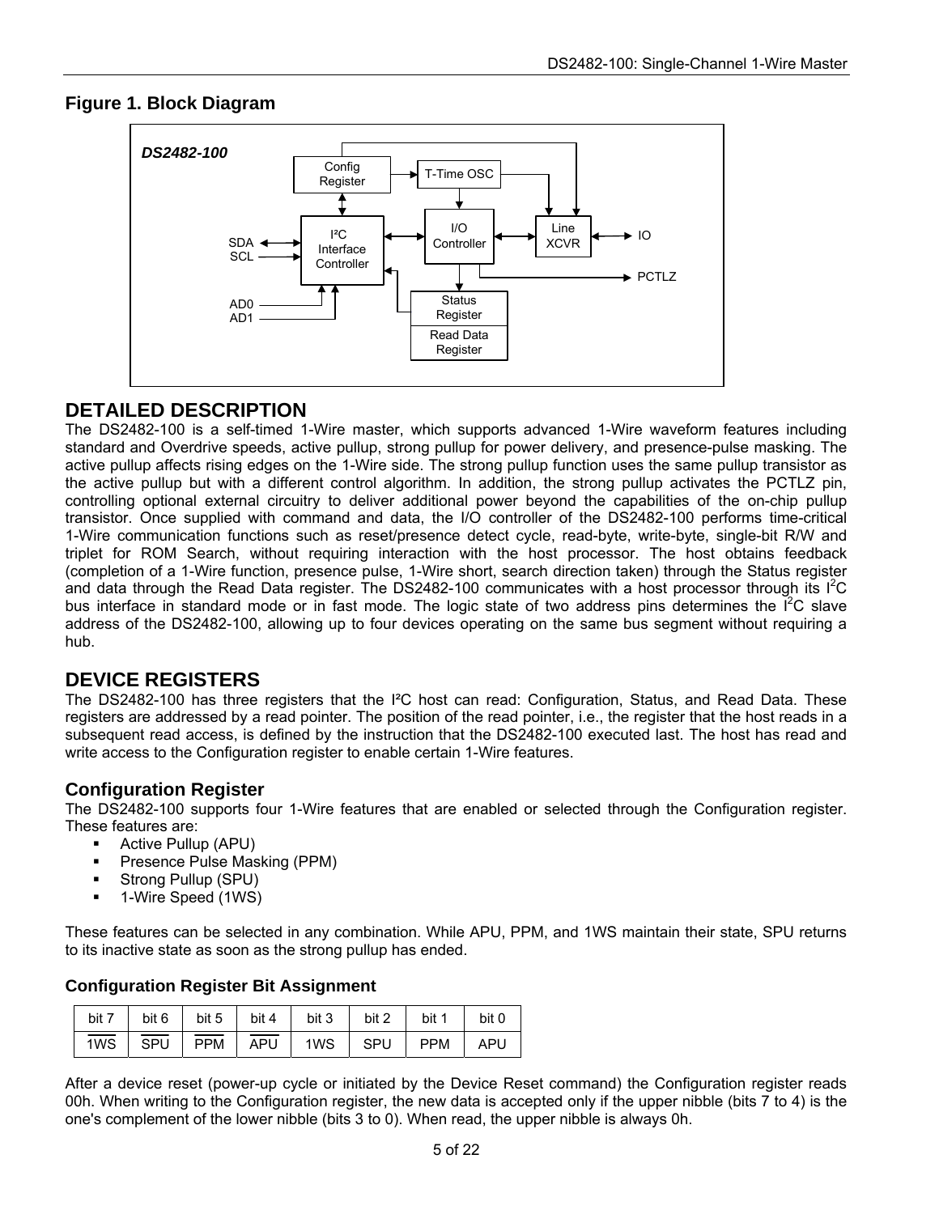## Figure 1. Block Diagram

## DETAILED DESCRIPTION

The DS2482-100 is a self-timed 1-Wire master, which supports advanced 1-Wire waveform features including standard and Overdrive speeds, active pullup, strong pullup for power delivery, and presence-pulse masking. The active pullup affects rising edges on the 1-Wire side. The strong pullup function uses the same pullup transistor as the active pullup but with a different control algorithm. In addition, the strong pullup activates the PCTLZ pin, controlling optional external circuitry to deliver additional power beyond the capabilities of the on-chip pullup transistor. Once supplied with command and data, the I/O controller of the DS2482-100 performs time-critical 1-Wire communication functions such as reset/presence detect cycle, read-byte, write-byte, single-bit R/W and triplet for ROM Search, without requiring interaction with the host processor. The host obtains feedback (completion of a 1-Wire function, presence pulse, 1-Wire short, search direction taken) through the Status register and data through the Read Data register. The DS2482-100 communicates with a host processor through its I²C bus interface in standard mode or in fast mode. The logic state of two address pins determines the I²C slave address of the DS2482-100, allowing up to four devices operating on the same bus segment without requiring a hub.

## DEVICE REGISTERS

The DS2482-100 has three registers that the I²C host can read: Configuration, Status, and Read Data. These registers are addressed by a read pointer. The position of the read pointer, i.e., the register that the host reads in a subsequent read access, is defined by the instruction that the DS2482-100 executed last. The host has read and write access to the Configuration register to enable certain 1-Wire features.

### Configuration Register

The DS2482-100 supports four 1-Wire features that are enabled or selected through the Configuration register. These features are:

- Active Pullup (APU)
- Presence Pulse Masking (PPM)
- Strong Pullup (SPU)
- 1-Wire Speed (1WS)

These features can be selected in any combination. While APU, PPM, and 1WS maintain their state, SPU returns to its inactive state as soon as the strong pullup has ended.

#### Configuration Register Bit Assignment

| bit 7 | bit 6 | bit 5 | bit 4 | bit 3 | bit 2 | bit 1 | bit 0 |
|---|---|---|---|---|---|---|---|
| $\overline{\text{1WS}}$ | $\overline{\text{SPU}}$ | $\overline{\text{PPM}}$ | $\overline{\text{APU}}$ | 1WS | SPU | PPM | APU |

After a device reset (power-up cycle or initiated by the Device Reset command) the Configuration register reads 00h. When writing to the Configuration register, the new data is accepted only if the upper nibble (bits 7 to 4) is the one's complement of the lower nibble (bits 3 to 0). When read, the upper nibble is always 0h.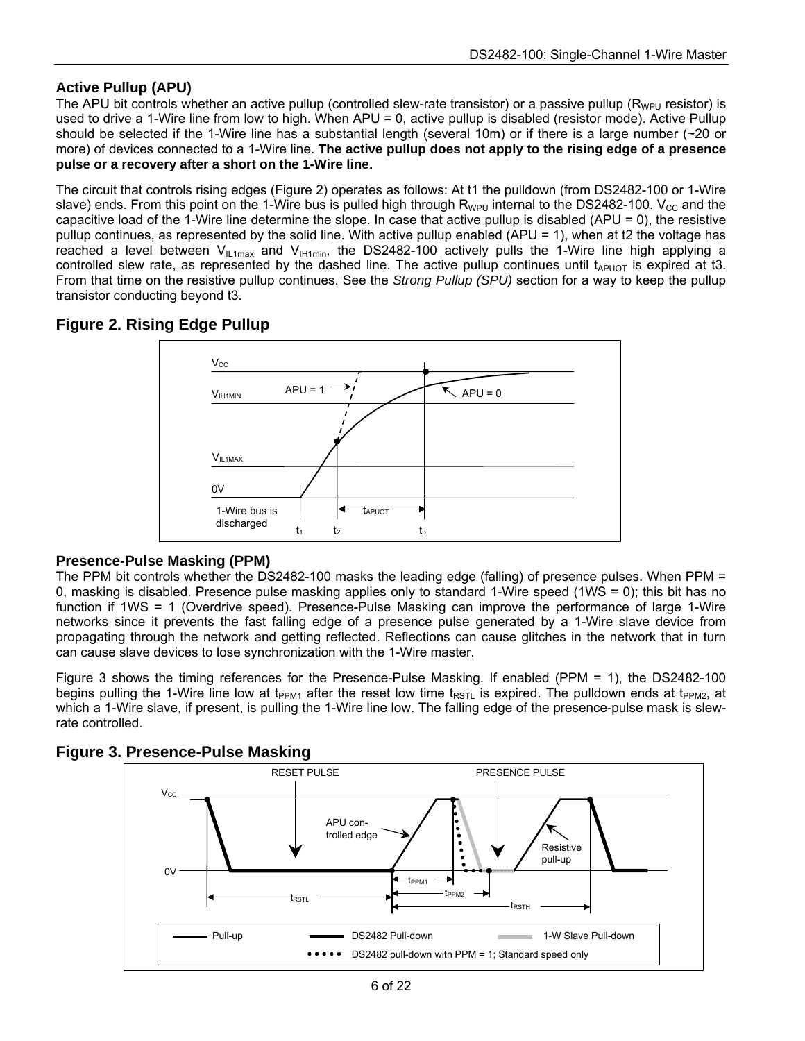## Active Pullup (APU)

The APU bit controls whether an active pullup (controlled slew-rate transistor) or a passive pullup ($R_{WPU}$ resistor) is used to drive a 1-Wire line from low to high. When APU = 0, active pullup is disabled (resistor mode). Active Pullup should be selected if the 1-Wire line has a substantial length (several 10m) or if there is a large number (~20 or more) of devices connected to a 1-Wire line. **The active pullup does not apply to the rising edge of a presence pulse or a recovery after a short on the 1-Wire line.**

The circuit that controls rising edges (Figure 2) operates as follows: At t1 the pulldown (from DS2482-100 or 1-Wire slave) ends. From this point on the 1-Wire bus is pulled high through $R_{WPU}$ internal to the DS2482-100. $V_{CC}$ and the capacitive load of the 1-Wire line determine the slope. In case that active pullup is disabled (APU = 0), the resistive pullup continues, as represented by the solid line. With active pullup enabled (APU = 1), when at t2 the voltage has reached a level between $V_{IL1max}$ and $V_{IH1min}$, the DS2482-100 actively pulls the 1-Wire line high applying a controlled slew rate, as represented by the dashed line. The active pullup continues until $t_{APUOT}$ is expired at t3. From that time on the resistive pullup continues. See the *Strong Pullup (SPU)* section for a way to keep the pullup transistor conducting beyond t3.

## Figure 2. Rising Edge Pullup

## Presence-Pulse Masking (PPM)

The PPM bit controls whether the DS2482-100 masks the leading edge (falling) of presence pulses. When PPM = 0, masking is disabled. Presence pulse masking applies only to standard 1-Wire speed (1WS = 0); this bit has no function if 1WS = 1 (Overdrive speed). Presence-Pulse Masking can improve the performance of large 1-Wire networks since it prevents the fast falling edge of a presence pulse generated by a 1-Wire slave device from propagating through the network and getting reflected. Reflections can cause glitches in the network that in turn can cause slave devices to lose synchronization with the 1-Wire master.

Figure 3 shows the timing references for the Presence-Pulse Masking. If enabled (PPM = 1), the DS2482-100 begins pulling the 1-Wire line low at $t_{PPM1}$ after the reset low time $t_{RSTL}$ is expired. The pulldown ends at $t_{PPM2}$, at which a 1-Wire slave, if present, is pulling the 1-Wire line low. The falling edge of the presence-pulse mask is slew-rate controlled.

## Figure 3. Presence-Pulse Masking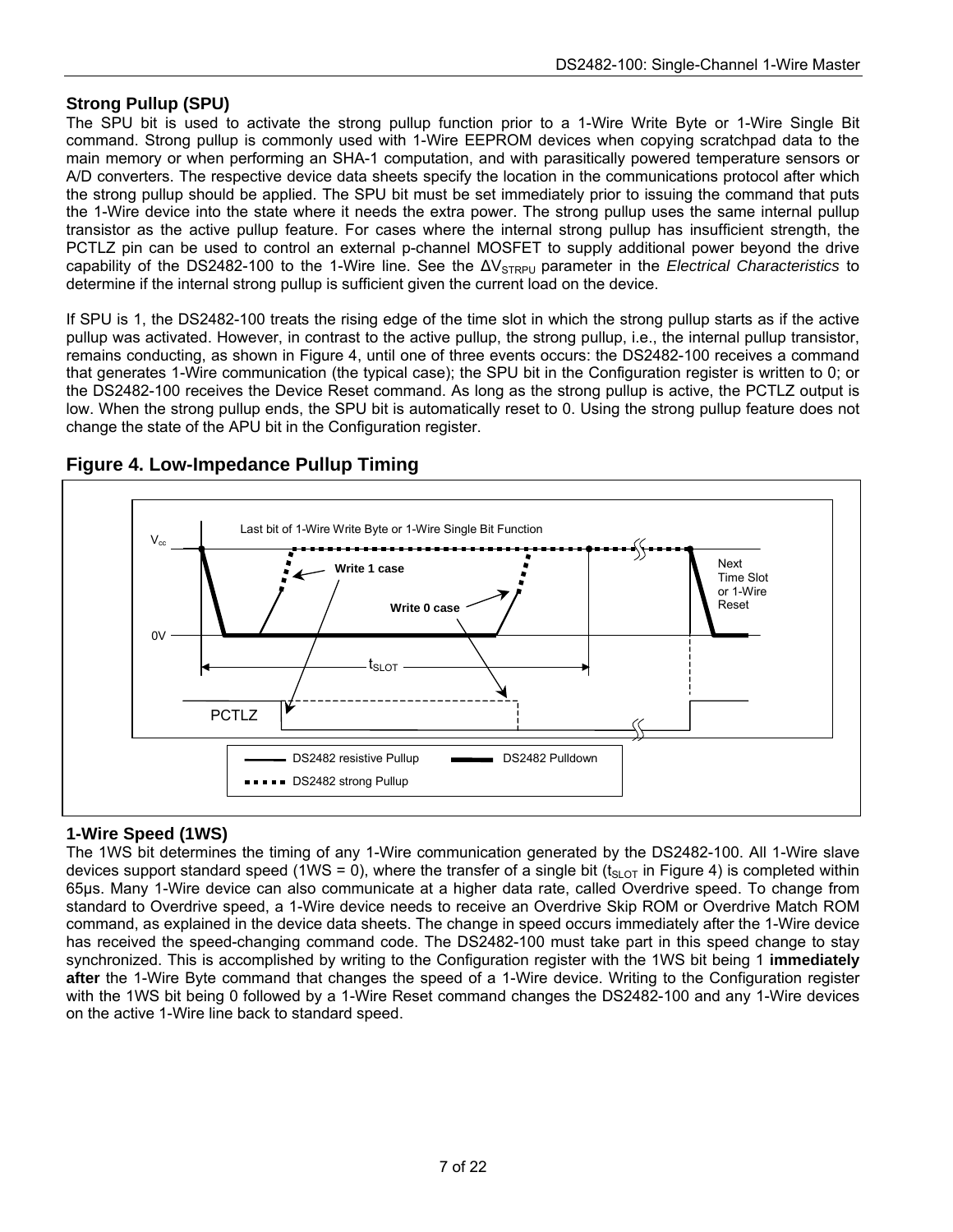## Strong Pullup (SPU)

The SPU bit is used to activate the strong pullup function prior to a 1-Wire Write Byte or 1-Wire Single Bit command. Strong pullup is commonly used with 1-Wire EEPROM devices when copying scratchpad data to the main memory or when performing an SHA-1 computation, and with parasitically powered temperature sensors or A/D converters. The respective device data sheets specify the location in the communications protocol after which the strong pullup should be applied. The SPU bit must be set immediately prior to issuing the command that puts the 1-Wire device into the state where it needs the extra power. The strong pullup uses the same internal pullup transistor as the active pullup feature. For cases where the internal strong pullup has insufficient strength, the PCTLZ pin can be used to control an external p-channel MOSFET to supply additional power beyond the drive capability of the DS2482-100 to the 1-Wire line. See the $\Delta V_{STRPU}$ parameter in the *Electrical Characteristics* to determine if the internal strong pullup is sufficient given the current load on the device.

If SPU is 1, the DS2482-100 treats the rising edge of the time slot in which the strong pullup starts as if the active pullup was activated. However, in contrast to the active pullup, the strong pullup, i.e., the internal pullup transistor, remains conducting, as shown in Figure 4, until one of three events occurs: the DS2482-100 receives a command that generates 1-Wire communication (the typical case); the SPU bit in the Configuration register is written to 0; or the DS2482-100 receives the Device Reset command. As long as the strong pullup is active, the PCTLZ output is low. When the strong pullup ends, the SPU bit is automatically reset to 0. Using the strong pullup feature does not change the state of the APU bit in the Configuration register.

## Figure 4. Low-Impedance Pullup Timing

## 1-Wire Speed (1WS)

The 1WS bit determines the timing of any 1-Wire communication generated by the DS2482-100. All 1-Wire slave devices support standard speed (1WS = 0), where the transfer of a single bit ($t_{SLOT}$ in Figure 4) is completed within 65µs. Many 1-Wire device can also communicate at a higher data rate, called Overdrive speed. To change from standard to Overdrive speed, a 1-Wire device needs to receive an Overdrive Skip ROM or Overdrive Match ROM command, as explained in the device data sheets. The change in speed occurs immediately after the 1-Wire device has received the speed-changing command code. The DS2482-100 must take part in this speed change to stay synchronized. This is accomplished by writing to the Configuration register with the 1WS bit being 1 **immediately after** the 1-Wire Byte command that changes the speed of a 1-Wire device. Writing to the Configuration register with the 1WS bit being 0 followed by a 1-Wire Reset command changes the DS2482-100 and any 1-Wire devices on the active 1-Wire line back to standard speed.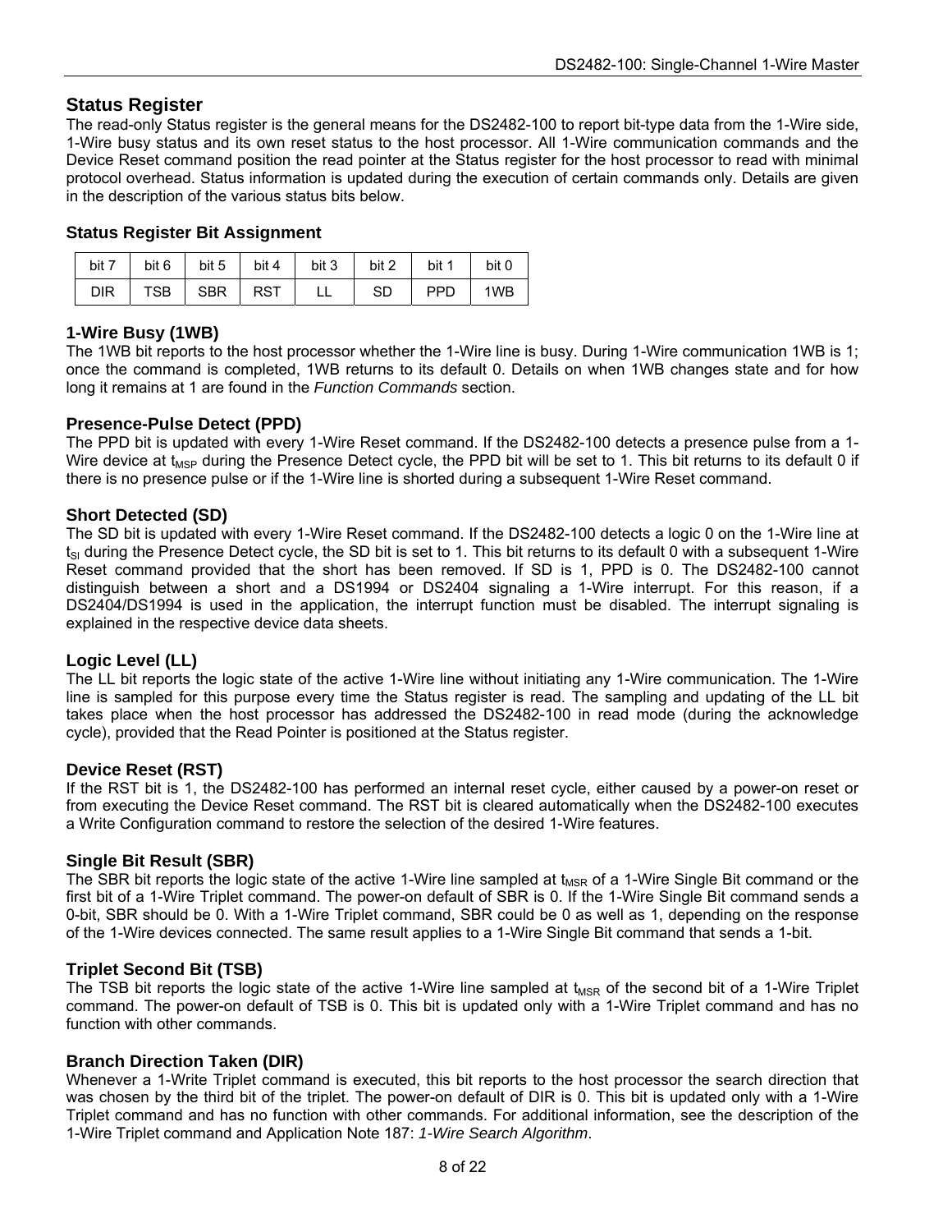## Status Register

The read-only Status register is the general means for the DS2482-100 to report bit-type data from the 1-Wire side, 1-Wire busy status and its own reset status to the host processor. All 1-Wire communication commands and the Device Reset command position the read pointer at the Status register for the host processor to read with minimal protocol overhead. Status information is updated during the execution of certain commands only. Details are given in the description of the various status bits below.

### Status Register Bit Assignment

| bit 7 | bit 6 | bit 5 | bit 4 | bit 3 | bit 2 | bit 1 | bit 0 |
|---|---|---|---|---|---|---|---|
| DIR | TSB | SBR | RST | LL | SD | PPD | 1WB |

### 1-Wire Busy (1WB)

The 1WB bit reports to the host processor whether the 1-Wire line is busy. During 1-Wire communication 1WB is 1; once the command is completed, 1WB returns to its default 0. Details on when 1WB changes state and for how long it remains at 1 are found in the *Function Commands* section.

### Presence-Pulse Detect (PPD)

The PPD bit is updated with every 1-Wire Reset command. If the DS2482-100 detects a presence pulse from a 1-Wire device at $t_{MSP}$ during the Presence Detect cycle, the PPD bit will be set to 1. This bit returns to its default 0 if there is no presence pulse or if the 1-Wire line is shorted during a subsequent 1-Wire Reset command.

### Short Detected (SD)

The SD bit is updated with every 1-Wire Reset command. If the DS2482-100 detects a logic 0 on the 1-Wire line at $t_{SI}$ during the Presence Detect cycle, the SD bit is set to 1. This bit returns to its default 0 with a subsequent 1-Wire Reset command provided that the short has been removed. If SD is 1, PPD is 0. The DS2482-100 cannot distinguish between a short and a DS1994 or DS2404 signaling a 1-Wire interrupt. For this reason, if a DS2404/DS1994 is used in the application, the interrupt function must be disabled. The interrupt signaling is explained in the respective device data sheets.

### Logic Level (LL)

The LL bit reports the logic state of the active 1-Wire line without initiating any 1-Wire communication. The 1-Wire line is sampled for this purpose every time the Status register is read. The sampling and updating of the LL bit takes place when the host processor has addressed the DS2482-100 in read mode (during the acknowledge cycle), provided that the Read Pointer is positioned at the Status register.

### Device Reset (RST)

If the RST bit is 1, the DS2482-100 has performed an internal reset cycle, either caused by a power-on reset or from executing the Device Reset command. The RST bit is cleared automatically when the DS2482-100 executes a Write Configuration command to restore the selection of the desired 1-Wire features.

### Single Bit Result (SBR)

The SBR bit reports the logic state of the active 1-Wire line sampled at $t_{MSR}$ of a 1-Wire Single Bit command or the first bit of a 1-Wire Triplet command. The power-on default of SBR is 0. If the 1-Wire Single Bit command sends a 0-bit, SBR should be 0. With a 1-Wire Triplet command, SBR could be 0 as well as 1, depending on the response of the 1-Wire devices connected. The same result applies to a 1-Wire Single Bit command that sends a 1-bit.

### Triplet Second Bit (TSB)

The TSB bit reports the logic state of the active 1-Wire line sampled at $t_{MSR}$ of the second bit of a 1-Wire Triplet command. The power-on default of TSB is 0. This bit is updated only with a 1-Wire Triplet command and has no function with other commands.

### Branch Direction Taken (DIR)

Whenever a 1-Write Triplet command is executed, this bit reports to the host processor the search direction that was chosen by the third bit of the triplet. The power-on default of DIR is 0. This bit is updated only with a 1-Wire Triplet command and has no function with other commands. For additional information, see the description of the 1-Wire Triplet command and Application Note 187: *1-Wire Search Algorithm*.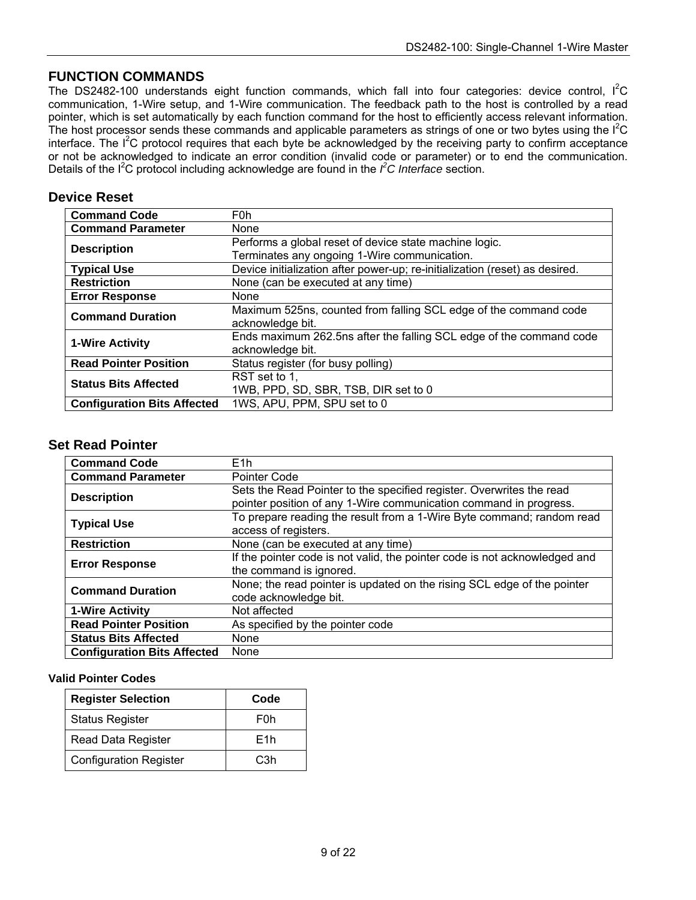## FUNCTION COMMANDS

The DS2482-100 understands eight function commands, which fall into four categories: device control, I²C communication, 1-Wire setup, and 1-Wire communication. The feedback path to the host is controlled by a read pointer, which is set automatically by each function command for the host to efficiently access relevant information. The host processor sends these commands and applicable parameters as strings of one or two bytes using the I²C interface. The I²C protocol requires that each byte be acknowledged by the receiving party to confirm acceptance or not be acknowledged to indicate an error condition (invalid code or parameter) or to end the communication. Details of the I²C protocol including acknowledge are found in the *I²C Interface* section.

### Device Reset

| | |
|---|---|
| **Command Code** | F0h |
| **Command Parameter** | None |
| **Description** | Performs a global reset of device state machine logic. Terminates any ongoing 1-Wire communication. |
| **Typical Use** | Device initialization after power-up; re-initialization (reset) as desired. |
| **Restriction** | None (can be executed at any time) |
| **Error Response** | None |
| **Command Duration** | Maximum 525ns, counted from falling SCL edge of the command code acknowledge bit. |
| **1-Wire Activity** | Ends maximum 262.5ns after the falling SCL edge of the command code acknowledge bit. |
| **Read Pointer Position** | Status register (for busy polling) |
| **Status Bits Affected** | RST set to 1, 1WB, PPD, SD, SBR, TSB, DIR set to 0 |
| **Configuration Bits Affected** | 1WS, APU, PPM, SPU set to 0 |

### Set Read Pointer

| | |
|---|---|
| **Command Code** | E1h |
| **Command Parameter** | Pointer Code |
| **Description** | Sets the Read Pointer to the specified register. Overwrites the read pointer position of any 1-Wire communication command in progress. |
| **Typical Use** | To prepare reading the result from a 1-Wire Byte command; random read access of registers. |
| **Restriction** | None (can be executed at any time) |
| **Error Response** | If the pointer code is not valid, the pointer code is not acknowledged and the command is ignored. |
| **Command Duration** | None; the read pointer is updated on the rising SCL edge of the pointer code acknowledge bit. |
| **1-Wire Activity** | Not affected |
| **Read Pointer Position** | As specified by the pointer code |
| **Status Bits Affected** | None |
| **Configuration Bits Affected** | None |

**Valid Pointer Codes**

| Register Selection | Code |
|---|---|
| Status Register | F0h |
| Read Data Register | E1h |
| Configuration Register | C3h |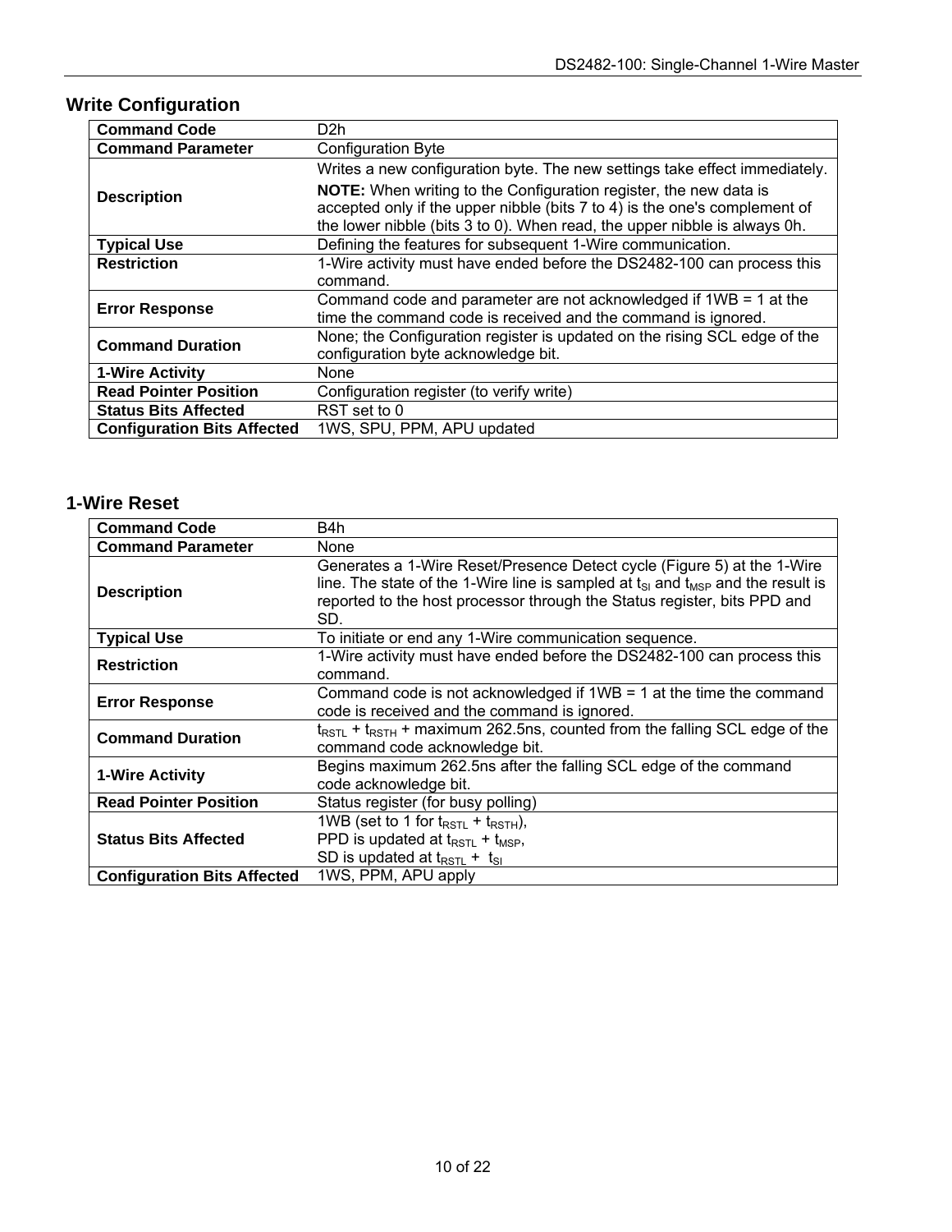## Write Configuration

| | |
|---|---|
| **Command Code** | D2h |
| **Command Parameter** | Configuration Byte |
| **Description** | Writes a new configuration byte. The new settings take effect immediately. **NOTE:** When writing to the Configuration register, the new data is accepted only if the upper nibble (bits 7 to 4) is the one's complement of the lower nibble (bits 3 to 0). When read, the upper nibble is always 0h. |
| **Typical Use** | Defining the features for subsequent 1-Wire communication. |
| **Restriction** | 1-Wire activity must have ended before the DS2482-100 can process this command. |
| **Error Response** | Command code and parameter are not acknowledged if 1WB = 1 at the time the command code is received and the command is ignored. |
| **Command Duration** | None; the Configuration register is updated on the rising SCL edge of the configuration byte acknowledge bit. |
| **1-Wire Activity** | None |
| **Read Pointer Position** | Configuration register (to verify write) |
| **Status Bits Affected** | RST set to 0 |
| **Configuration Bits Affected** | 1WS, SPU, PPM, APU updated |

## 1-Wire Reset

| | |
|---|---|
| **Command Code** | B4h |
| **Command Parameter** | None |
| **Description** | Generates a 1-Wire Reset/Presence Detect cycle (Figure 5) at the 1-Wire line. The state of the 1-Wire line is sampled at $t_{SI}$ and $t_{MSP}$ and the result is reported to the host processor through the Status register, bits PPD and SD. |
| **Typical Use** | To initiate or end any 1-Wire communication sequence. |
| **Restriction** | 1-Wire activity must have ended before the DS2482-100 can process this command. |
| **Error Response** | Command code is not acknowledged if 1WB = 1 at the time the command code is received and the command is ignored. |
| **Command Duration** | $t_{RSTL}$ + $t_{RSTH}$ + maximum 262.5ns, counted from the falling SCL edge of the command code acknowledge bit. |
| **1-Wire Activity** | Begins maximum 262.5ns after the falling SCL edge of the command code acknowledge bit. |
| **Read Pointer Position** | Status register (for busy polling) |
| **Status Bits Affected** | 1WB (set to 1 for $t_{RSTL}$ + $t_{RSTH}$),<br>PPD is updated at $t_{RSTL}$ + $t_{MSP}$,<br>SD is updated at $t_{RSTL}$ + $t_{SI}$ |
| **Configuration Bits Affected** | 1WS, PPM, APU apply |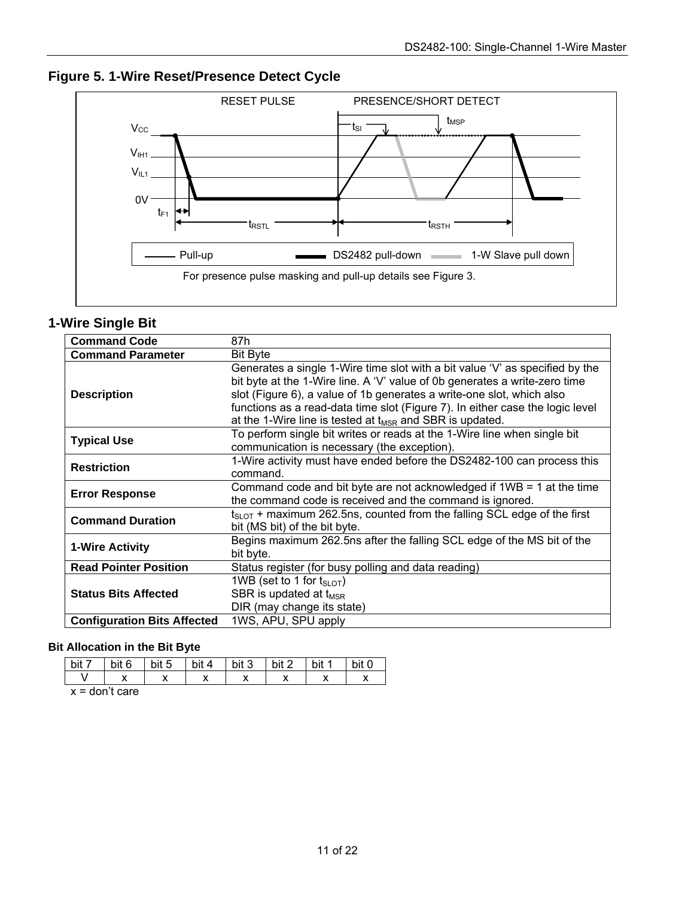**Figure 5. 1-Wire Reset/Presence Detect Cycle**

For presence pulse masking and pull-up details see Figure 3.

## 1-Wire Single Bit

| **Command Code** | 87h |
|---|---|
| **Command Parameter** | Bit Byte |
| **Description** | Generates a single 1-Wire time slot with a bit value 'V' as specified by the bit byte at the 1-Wire line. A 'V' value of 0b generates a write-zero time slot (Figure 6), a value of 1b generates a write-one slot, which also functions as a read-data time slot (Figure 7). In either case the logic level at the 1-Wire line is tested at $t_{MSR}$ and SBR is updated. |
| **Typical Use** | To perform single bit writes or reads at the 1-Wire line when single bit communication is necessary (the exception). |
| **Restriction** | 1-Wire activity must have ended before the DS2482-100 can process this command. |
| **Error Response** | Command code and bit byte are not acknowledged if 1WB = 1 at the time the command code is received and the command is ignored. |
| **Command Duration** | $t_{SLOT}$ + maximum 262.5ns, counted from the falling SCL edge of the first bit (MS bit) of the bit byte. |
| **1-Wire Activity** | Begins maximum 262.5ns after the falling SCL edge of the MS bit of the bit byte. |
| **Read Pointer Position** | Status register (for busy polling and data reading) |
| **Status Bits Affected** | 1WB (set to 1 for $t_{SLOT}$)<br>SBR is updated at $t_{MSR}$<br>DIR (may change its state) |
| **Configuration Bits Affected** | 1WS, APU, SPU apply |

**Bit Allocation in the Bit Byte**

| bit 7 | bit 6 | bit 5 | bit 4 | bit 3 | bit 2 | bit 1 | bit 0 |
|---|---|---|---|---|---|---|---|
| V | x | x | x | x | x | x | x |

x = don't care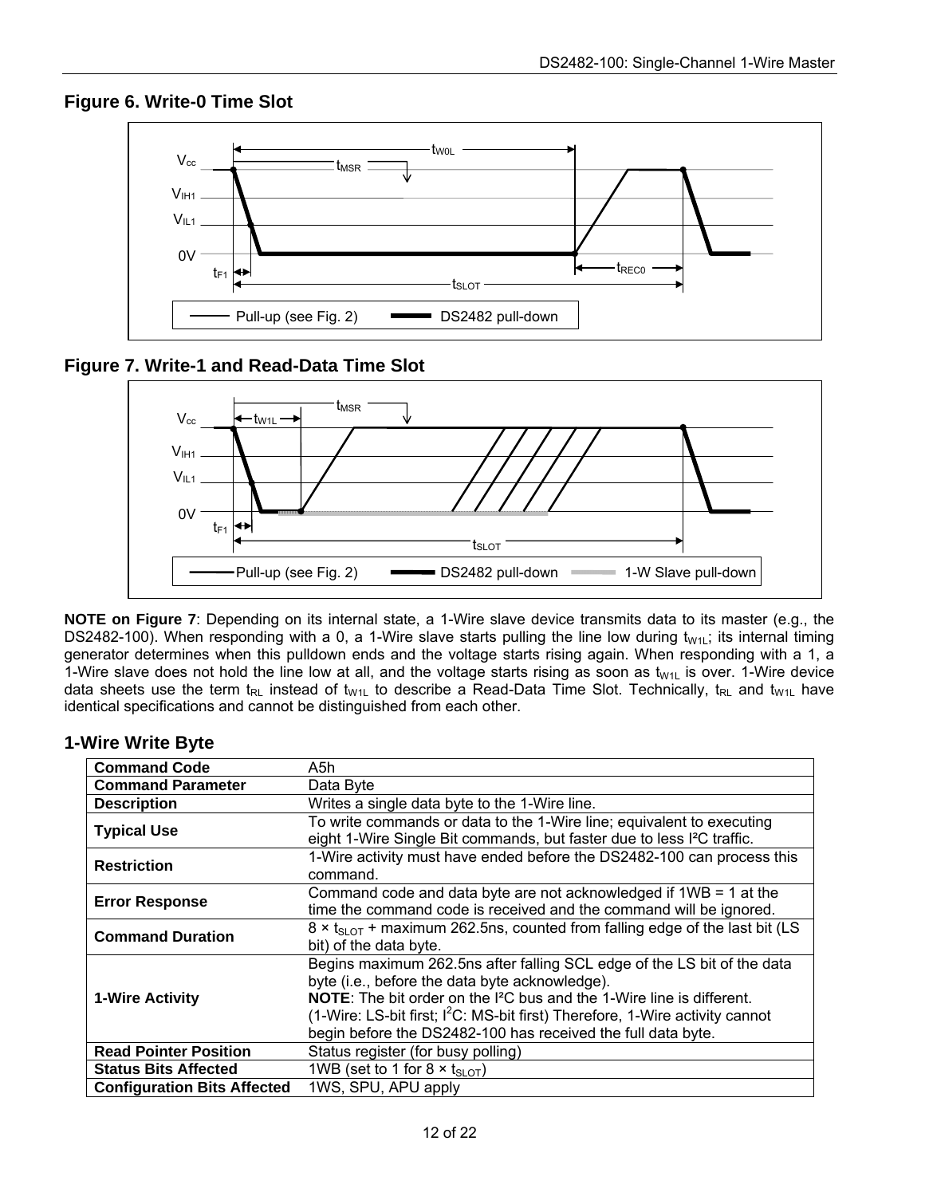## Figure 6. Write-0 Time Slot

## Figure 7. Write-1 and Read-Data Time Slot

**NOTE on Figure 7**: Depending on its internal state, a 1-Wire slave device transmits data to its master (e.g., the DS2482-100). When responding with a 0, a 1-Wire slave starts pulling the line low during $t_{W1L}$; its internal timing generator determines when this pulldown ends and the voltage starts rising again. When responding with a 1, a 1-Wire slave does not hold the line low at all, and the voltage starts rising as soon as $t_{W1L}$ is over. 1-Wire device data sheets use the term $t_{RL}$ instead of $t_{W1L}$ to describe a Read-Data Time Slot. Technically, $t_{RL}$ and $t_{W1L}$ have identical specifications and cannot be distinguished from each other.

## 1-Wire Write Byte

| | |
|---|---|
| **Command Code** | A5h |
| **Command Parameter** | Data Byte |
| **Description** | Writes a single data byte to the 1-Wire line. |
| **Typical Use** | To write commands or data to the 1-Wire line; equivalent to executing eight 1-Wire Single Bit commands, but faster due to less I²C traffic. |
| **Restriction** | 1-Wire activity must have ended before the DS2482-100 can process this command. |
| **Error Response** | Command code and data byte are not acknowledged if 1WB = 1 at the time the command code is received and the command will be ignored. |
| **Command Duration** | 8 × $t_{SLOT}$ + maximum 262.5ns, counted from falling edge of the last bit (LS bit) of the data byte. |
| **1-Wire Activity** | Begins maximum 262.5ns after falling SCL edge of the LS bit of the data byte (i.e., before the data byte acknowledge).<br>**NOTE**: The bit order on the I²C bus and the 1-Wire line is different. (1-Wire: LS-bit first; I²C: MS-bit first) Therefore, 1-Wire activity cannot begin before the DS2482-100 has received the full data byte. |
| **Read Pointer Position** | Status register (for busy polling) |
| **Status Bits Affected** | 1WB (set to 1 for 8 × $t_{SLOT}$) |
| **Configuration Bits Affected** | 1WS, SPU, APU apply |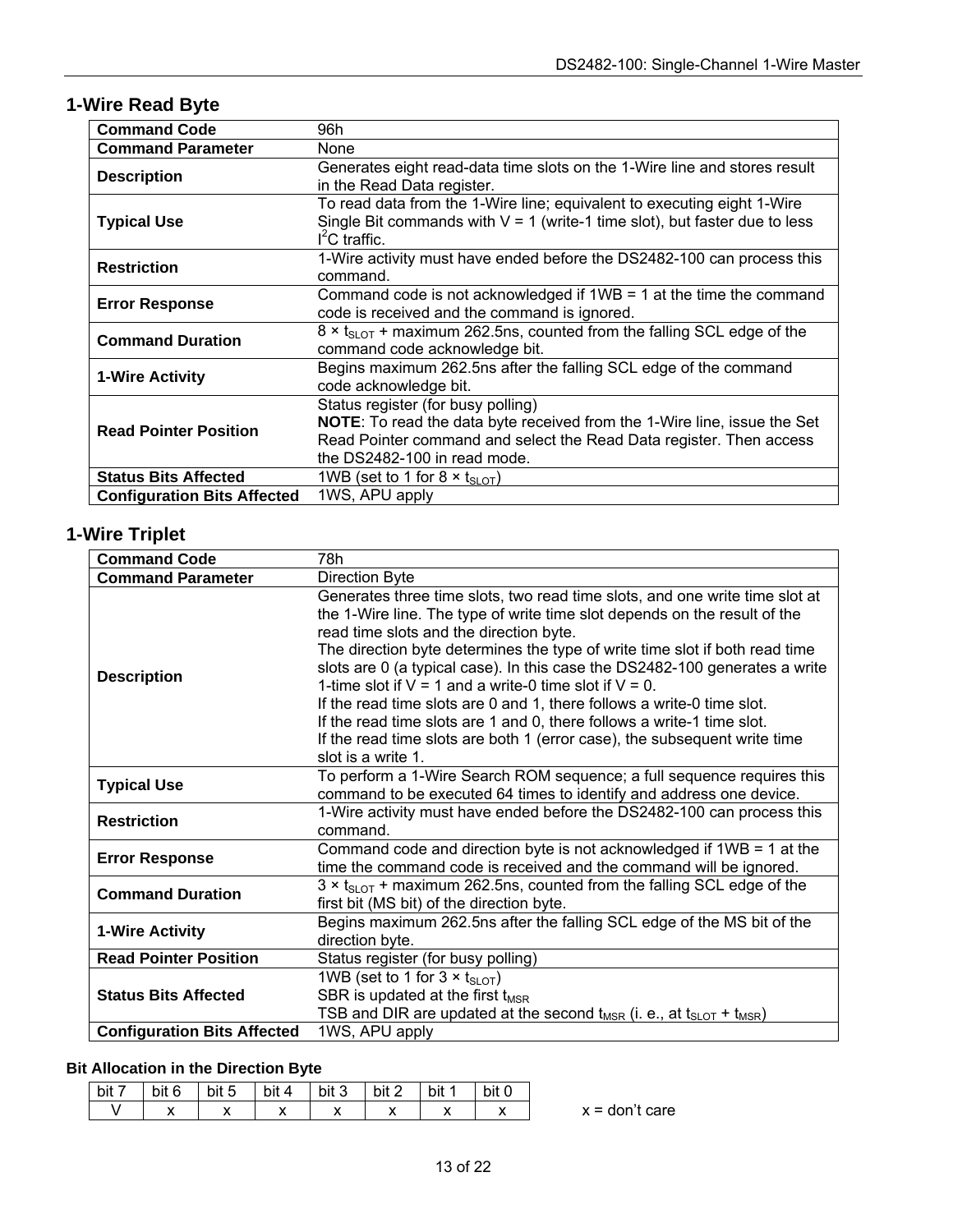## 1-Wire Read Byte

| | |
|---|---|
| **Command Code** | 96h |
| **Command Parameter** | None |
| **Description** | Generates eight read-data time slots on the 1-Wire line and stores result in the Read Data register. |
| **Typical Use** | To read data from the 1-Wire line; equivalent to executing eight 1-Wire Single Bit commands with V = 1 (write-1 time slot), but faster due to less $I^2C$ traffic. |
| **Restriction** | 1-Wire activity must have ended before the DS2482-100 can process this command. |
| **Error Response** | Command code is not acknowledged if 1WB = 1 at the time the command code is received and the command is ignored. |
| **Command Duration** | 8 × $t_{SLOT}$ + maximum 262.5ns, counted from the falling SCL edge of the command code acknowledge bit. |
| **1-Wire Activity** | Begins maximum 262.5ns after the falling SCL edge of the command code acknowledge bit. |
| **Read Pointer Position** | Status register (for busy polling)<br>**NOTE**: To read the data byte received from the 1-Wire line, issue the Set Read Pointer command and select the Read Data register. Then access the DS2482-100 in read mode. |
| **Status Bits Affected** | 1WB (set to 1 for 8 × $t_{SLOT}$) |
| **Configuration Bits Affected** | 1WS, APU apply |

## 1-Wire Triplet

| | |
|---|---|
| **Command Code** | 78h |
| **Command Parameter** | Direction Byte |
| **Description** | Generates three time slots, two read time slots, and one write time slot at the 1-Wire line. The type of write time slot depends on the result of the read time slots and the direction byte.<br>The direction byte determines the type of write time slot if both read time slots are 0 (a typical case). In this case the DS2482-100 generates a write 1-time slot if V = 1 and a write-0 time slot if V = 0.<br>If the read time slots are 0 and 1, there follows a write-0 time slot.<br>If the read time slots are 1 and 0, there follows a write-1 time slot.<br>If the read time slots are both 1 (error case), the subsequent write time slot is a write 1. |
| **Typical Use** | To perform a 1-Wire Search ROM sequence; a full sequence requires this command to be executed 64 times to identify and address one device. |
| **Restriction** | 1-Wire activity must have ended before the DS2482-100 can process this command. |
| **Error Response** | Command code and direction byte is not acknowledged if 1WB = 1 at the time the command code is received and the command will be ignored. |
| **Command Duration** | 3 × $t_{SLOT}$ + maximum 262.5ns, counted from the falling SCL edge of the first bit (MS bit) of the direction byte. |
| **1-Wire Activity** | Begins maximum 262.5ns after the falling SCL edge of the MS bit of the direction byte. |
| **Read Pointer Position** | Status register (for busy polling) |
| **Status Bits Affected** | 1WB (set to 1 for 3 × $t_{SLOT}$)<br>SBR is updated at the first $t_{MSR}$<br>TSB and DIR are updated at the second $t_{MSR}$ (i. e., at $t_{SLOT}$ + $t_{MSR}$) |
| **Configuration Bits Affected** | 1WS, APU apply |

**Bit Allocation in the Direction Byte**

| bit 7 | bit 6 | bit 5 | bit 4 | bit 3 | bit 2 | bit 1 | bit 0 |
|---|---|---|---|---|---|---|---|
| V | x | x | x | x | x | x | x |

x = don't care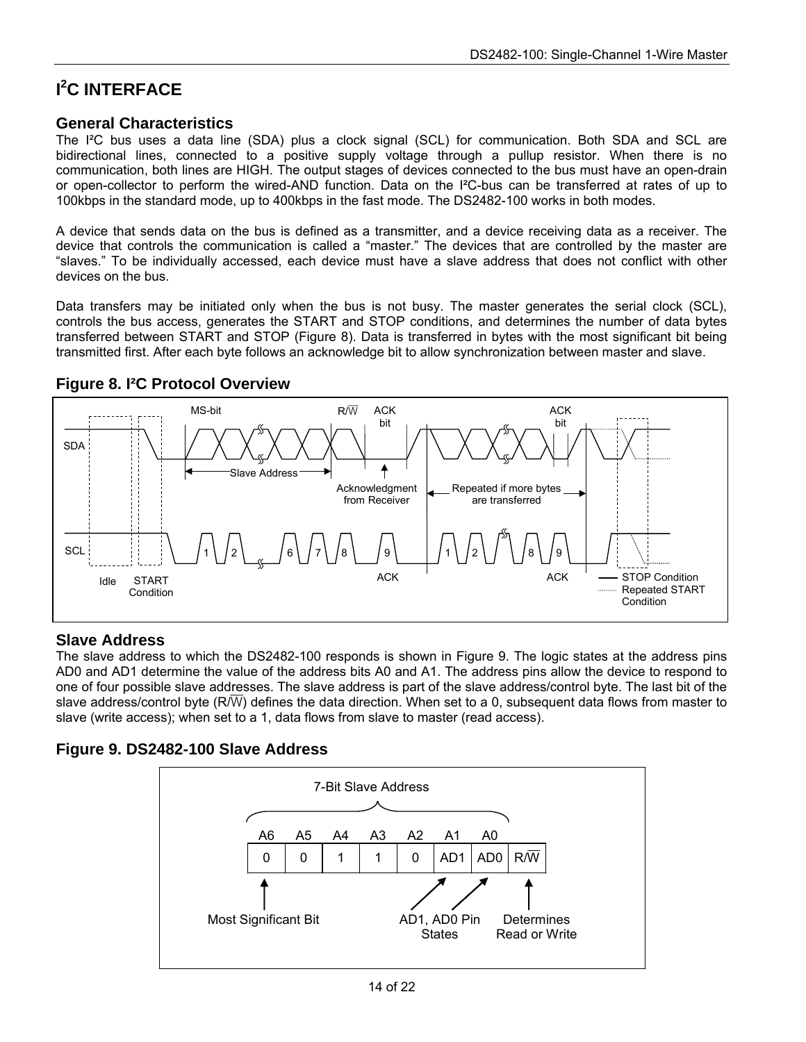# I²C INTERFACE

## General Characteristics

The I²C bus uses a data line (SDA) plus a clock signal (SCL) for communication. Both SDA and SCL are bidirectional lines, connected to a positive supply voltage through a pullup resistor. When there is no communication, both lines are HIGH. The output stages of devices connected to the bus must have an open-drain or open-collector to perform the wired-AND function. Data on the I²C-bus can be transferred at rates of up to 100kbps in the standard mode, up to 400kbps in the fast mode. The DS2482-100 works in both modes.

A device that sends data on the bus is defined as a transmitter, and a device receiving data as a receiver. The device that controls the communication is called a "master." The devices that are controlled by the master are "slaves." To be individually accessed, each device must have a slave address that does not conflict with other devices on the bus.

Data transfers may be initiated only when the bus is not busy. The master generates the serial clock (SCL), controls the bus access, generates the START and STOP conditions, and determines the number of data bytes transferred between START and STOP (Figure 8). Data is transferred in bytes with the most significant bit being transmitted first. After each byte follows an acknowledge bit to allow synchronization between master and slave.

## Figure 8. I²C Protocol Overview

## Slave Address

The slave address to which the DS2482-100 responds is shown in Figure 9. The logic states at the address pins AD0 and AD1 determine the value of the address bits A0 and A1. The address pins allow the device to respond to one of four possible slave addresses. The slave address is part of the slave address/control byte. The last bit of the slave address/control byte (R/$\overline{\text{W}}$) defines the data direction. When set to a 0, subsequent data flows from master to slave (write access); when set to a 1, data flows from slave to master (read access).

## Figure 9. DS2482-100 Slave Address

| A6 | A5 | A4 | A3 | A2 | A1 | A0 | |
|---|---|---|---|---|---|---|---|
| 0 | 0 | 1 | 1 | 0 | AD1 | AD0 | R/$\overline{\text{W}}$ |

7-Bit Slave Address: A6–A0. A6 is the Most Significant Bit; A1, A0 are the AD1, AD0 Pin States; R/$\overline{\text{W}}$ Determines Read or Write.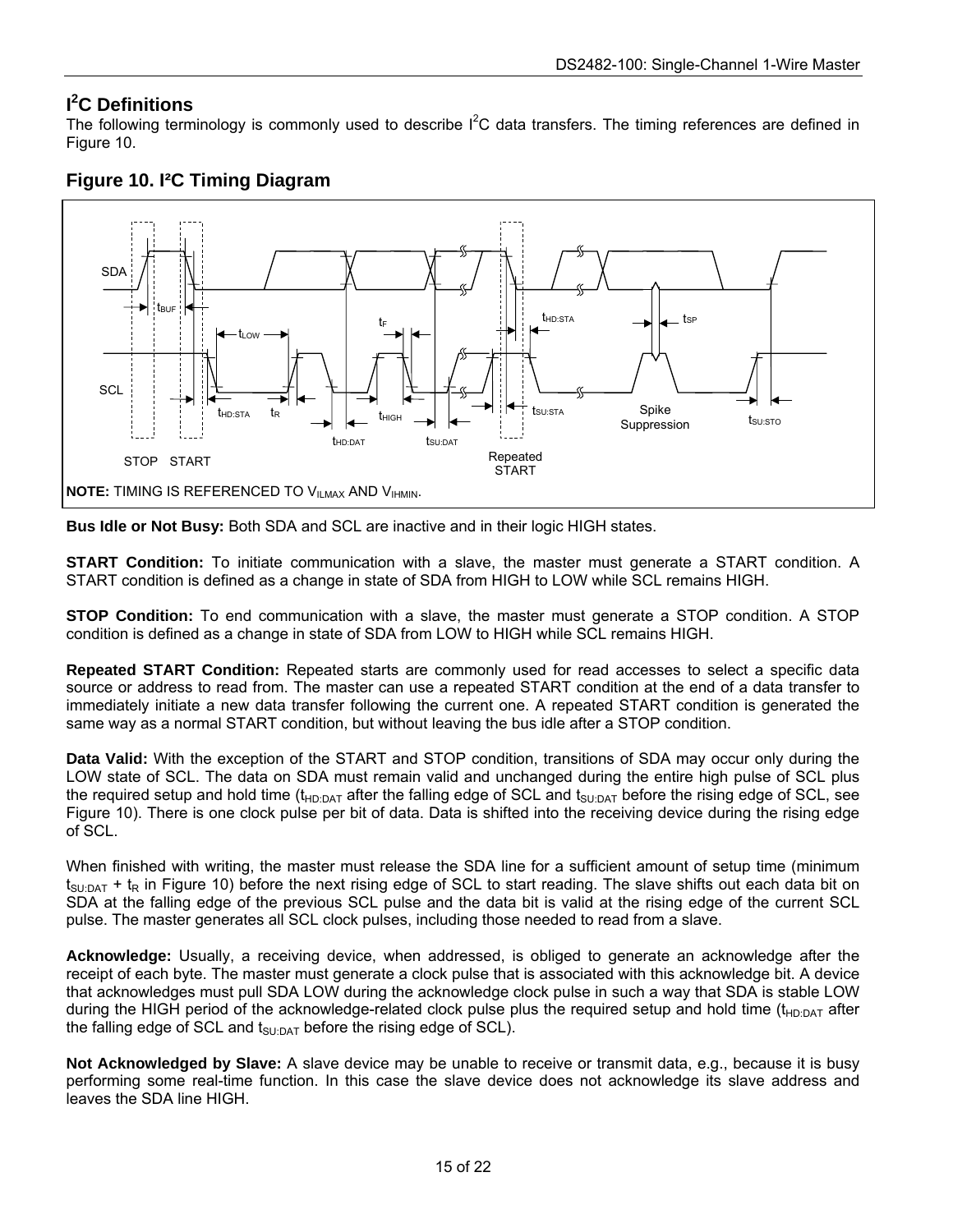## I²C Definitions

The following terminology is commonly used to describe I²C data transfers. The timing references are defined in Figure 10.

### Figure 10. I²C Timing Diagram

**NOTE:** TIMING IS REFERENCED TO $V_{ILMAX}$ AND $V_{IHMIN}$.

**Bus Idle or Not Busy:** Both SDA and SCL are inactive and in their logic HIGH states.

**START Condition:** To initiate communication with a slave, the master must generate a START condition. A START condition is defined as a change in state of SDA from HIGH to LOW while SCL remains HIGH.

**STOP Condition:** To end communication with a slave, the master must generate a STOP condition. A STOP condition is defined as a change in state of SDA from LOW to HIGH while SCL remains HIGH.

**Repeated START Condition:** Repeated starts are commonly used for read accesses to select a specific data source or address to read from. The master can use a repeated START condition at the end of a data transfer to immediately initiate a new data transfer following the current one. A repeated START condition is generated the same way as a normal START condition, but without leaving the bus idle after a STOP condition.

**Data Valid:** With the exception of the START and STOP condition, transitions of SDA may occur only during the LOW state of SCL. The data on SDA must remain valid and unchanged during the entire high pulse of SCL plus the required setup and hold time ($t_{HD:DAT}$ after the falling edge of SCL and $t_{SU:DAT}$ before the rising edge of SCL, see Figure 10). There is one clock pulse per bit of data. Data is shifted into the receiving device during the rising edge of SCL.

When finished with writing, the master must release the SDA line for a sufficient amount of setup time (minimum $t_{SU:DAT} + t_R$ in Figure 10) before the next rising edge of SCL to start reading. The slave shifts out each data bit on SDA at the falling edge of the previous SCL pulse and the data bit is valid at the rising edge of the current SCL pulse. The master generates all SCL clock pulses, including those needed to read from a slave.

**Acknowledge:** Usually, a receiving device, when addressed, is obliged to generate an acknowledge after the receipt of each byte. The master must generate a clock pulse that is associated with this acknowledge bit. A device that acknowledges must pull SDA LOW during the acknowledge clock pulse in such a way that SDA is stable LOW during the HIGH period of the acknowledge-related clock pulse plus the required setup and hold time ($t_{HD:DAT}$ after the falling edge of SCL and $t_{SU:DAT}$ before the rising edge of SCL).

**Not Acknowledged by Slave:** A slave device may be unable to receive or transmit data, e.g., because it is busy performing some real-time function. In this case the slave device does not acknowledge its slave address and leaves the SDA line HIGH.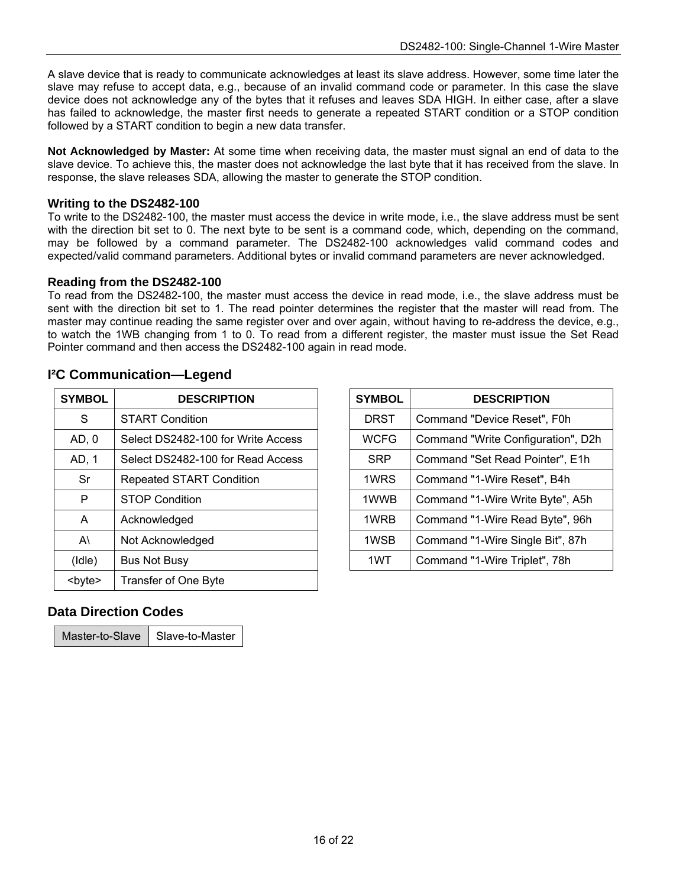A slave device that is ready to communicate acknowledges at least its slave address. However, some time later the slave may refuse to accept data, e.g., because of an invalid command code or parameter. In this case the slave device does not acknowledge any of the bytes that it refuses and leaves SDA HIGH. In either case, after a slave has failed to acknowledge, the master first needs to generate a repeated START condition or a STOP condition followed by a START condition to begin a new data transfer.

**Not Acknowledged by Master:** At some time when receiving data, the master must signal an end of data to the slave device. To achieve this, the master does not acknowledge the last byte that it has received from the slave. In response, the slave releases SDA, allowing the master to generate the STOP condition.

### Writing to the DS2482-100

To write to the DS2482-100, the master must access the device in write mode, i.e., the slave address must be sent with the direction bit set to 0. The next byte to be sent is a command code, which, depending on the command, may be followed by a command parameter. The DS2482-100 acknowledges valid command codes and expected/valid command parameters. Additional bytes or invalid command parameters are never acknowledged.

### Reading from the DS2482-100

To read from the DS2482-100, the master must access the device in read mode, i.e., the slave address must be sent with the direction bit set to 1. The read pointer determines the register that the master will read from. The master may continue reading the same register over and over again, without having to re-address the device, e.g., to watch the 1WB changing from 1 to 0. To read from a different register, the master must issue the Set Read Pointer command and then access the DS2482-100 again in read mode.

## I²C Communication—Legend

| SYMBOL | DESCRIPTION |
|---|---|
| S | START Condition |
| AD, 0 | Select DS2482-100 for Write Access |
| AD, 1 | Select DS2482-100 for Read Access |
| Sr | Repeated START Condition |
| P | STOP Condition |
| A | Acknowledged |
| A\ | Not Acknowledged |
| (Idle) | Bus Not Busy |
| <byte> | Transfer of One Byte |

| SYMBOL | DESCRIPTION |
|---|---|
| DRST | Command "Device Reset", F0h |
| WCFG | Command "Write Configuration", D2h |
| SRP | Command "Set Read Pointer", E1h |
| 1WRS | Command "1-Wire Reset", B4h |
| 1WWB | Command "1-Wire Write Byte", A5h |
| 1WRB | Command "1-Wire Read Byte", 96h |
| 1WSB | Command "1-Wire Single Bit", 87h |
| 1WT | Command "1-Wire Triplet", 78h |

## Data Direction Codes

| Master-to-Slave | Slave-to-Master |
|---|---|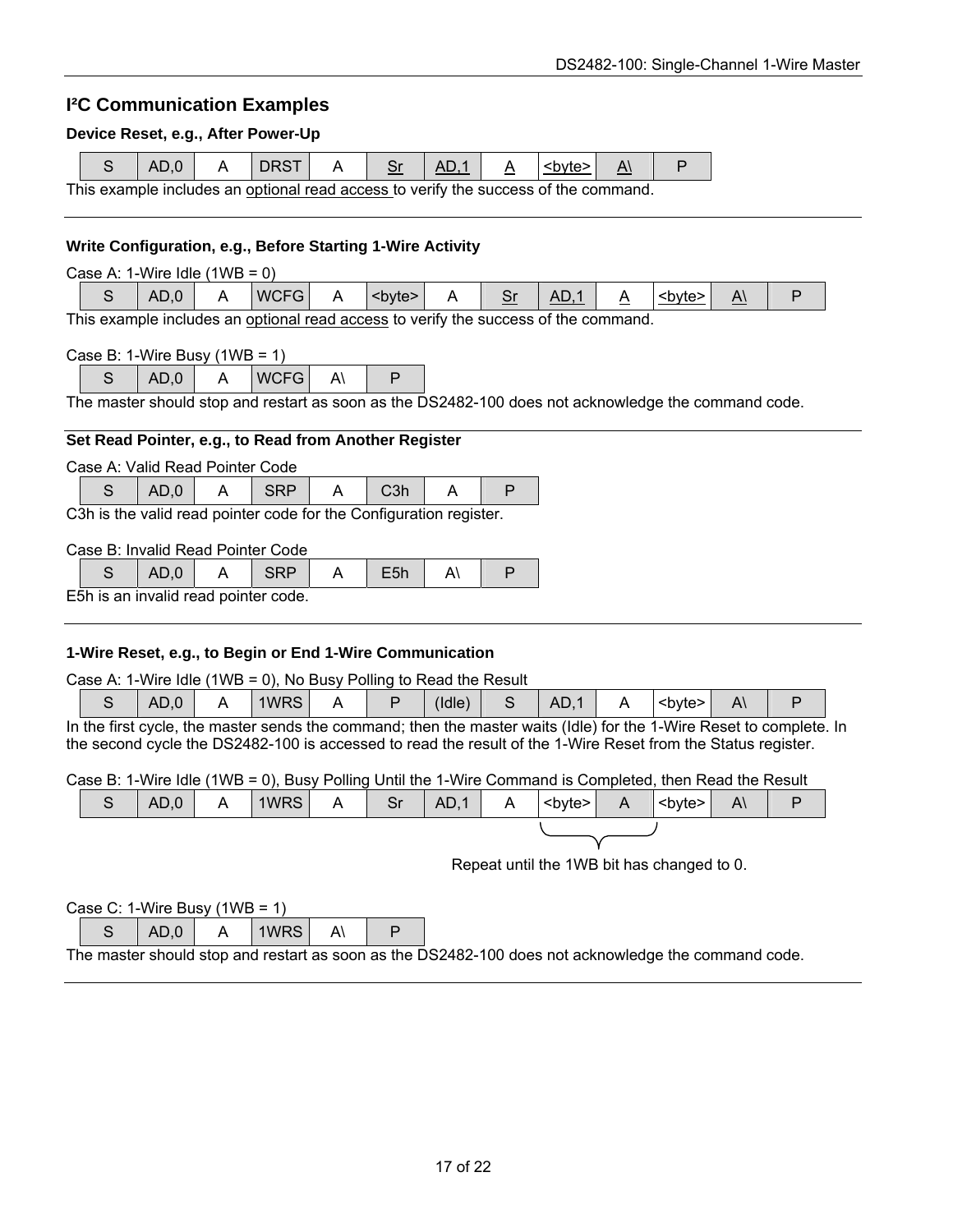## I²C Communication Examples

**Device Reset, e.g., After Power-Up**

| S | AD,0 | A | DRST | A | Sr | AD,1 | A | <byte> | A\ | P |
|---|---|---|---|---|---|---|---|---|---|---|

This example includes an optional read access to verify the success of the command.

---

**Write Configuration, e.g., Before Starting 1-Wire Activity**

Case A: 1-Wire Idle (1WB = 0)

| S | AD,0 | A | WCFG | A | <byte> | A | Sr | AD,1 | A | <byte> | A\ | P |
|---|---|---|---|---|---|---|---|---|---|---|---|---|

This example includes an optional read access to verify the success of the command.

Case B: 1-Wire Busy (1WB = 1)

| S | AD,0 | A | WCFG | A\ | P |
|---|---|---|---|---|---|

The master should stop and restart as soon as the DS2482-100 does not acknowledge the command code.

---

**Set Read Pointer, e.g., to Read from Another Register**

Case A: Valid Read Pointer Code

| S | AD,0 | A | SRP | A | C3h | A | P |
|---|---|---|---|---|---|---|---|

C3h is the valid read pointer code for the Configuration register.

Case B: Invalid Read Pointer Code

| S | AD,0 | A | SRP | A | E5h | A\ | P |
|---|---|---|---|---|---|---|---|

E5h is an invalid read pointer code.

---

**1-Wire Reset, e.g., to Begin or End 1-Wire Communication**

Case A: 1-Wire Idle (1WB = 0), No Busy Polling to Read the Result

| S | AD,0 | A | 1WRS | A | P | (Idle) | S | AD,1 | A | <byte> | A\ | P |
|---|---|---|---|---|---|---|---|---|---|---|---|---|

In the first cycle, the master sends the command; then the master waits (Idle) for the 1-Wire Reset to complete. In the second cycle the DS2482-100 is accessed to read the result of the 1-Wire Reset from the Status register.

Case B: 1-Wire Idle (1WB = 0), Busy Polling Until the 1-Wire Command is Completed, then Read the Result

| S | AD,0 | A | 1WRS | A | Sr | AD,1 | A | <byte> | A | <byte> | A\ | P |
|---|---|---|---|---|---|---|---|---|---|---|---|---|

Repeat until the 1WB bit has changed to 0. (applies to "<byte> A")

Case C: 1-Wire Busy (1WB = 1)

| S | AD,0 | A | 1WRS | A\ | P |
|---|---|---|---|---|---|

The master should stop and restart as soon as the DS2482-100 does not acknowledge the command code.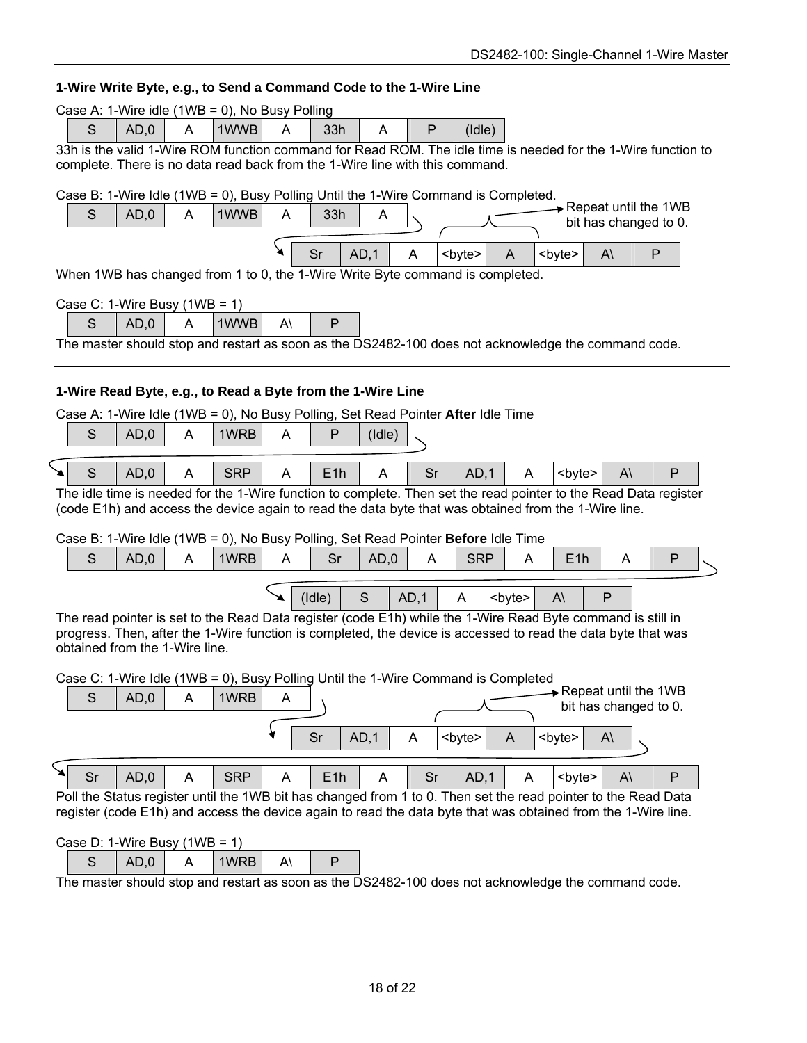**1-Wire Write Byte, e.g., to Send a Command Code to the 1-Wire Line**

Case A: 1-Wire idle (1WB = 0), No Busy Polling

| S | AD,0 | A | 1WWB | A | 33h | A | P | (Idle) |
|---|---|---|---|---|---|---|---|---|

33h is the valid 1-Wire ROM function command for Read ROM. The idle time is needed for the 1-Wire function to complete. There is no data read back from the 1-Wire line with this command.

Case B: 1-Wire Idle (1WB = 0), Busy Polling Until the 1-Wire Command is Completed.

| S | AD,0 | A | 1WWB | A | 33h | A |
|---|---|---|---|---|---|---|

| Sr | AD,1 | A | <byte> | A | <byte> | A\ | P |
|---|---|---|---|---|---|---|---|

(<byte> A — Repeat until the 1WB bit has changed to 0.)

When 1WB has changed from 1 to 0, the 1-Wire Write Byte command is completed.

Case C: 1-Wire Busy (1WB = 1)

| S | AD,0 | A | 1WWB | A\ | P |
|---|---|---|---|---|---|

The master should stop and restart as soon as the DS2482-100 does not acknowledge the command code.

---

**1-Wire Read Byte, e.g., to Read a Byte from the 1-Wire Line**

Case A: 1-Wire Idle (1WB = 0), No Busy Polling, Set Read Pointer **After** Idle Time

| S | AD,0 | A | 1WRB | A | P | (Idle) |
|---|---|---|---|---|---|---|

| S | AD,0 | A | SRP | A | E1h | A | Sr | AD,1 | A | <byte> | A\ | P |
|---|---|---|---|---|---|---|---|---|---|---|---|---|

The idle time is needed for the 1-Wire function to complete. Then set the read pointer to the Read Data register (code E1h) and access the device again to read the data byte that was obtained from the 1-Wire line.

Case B: 1-Wire Idle (1WB = 0), No Busy Polling, Set Read Pointer **Before** Idle Time

| S | AD,0 | A | 1WRB | A | Sr | AD,0 | A | SRP | A | E1h | A | P |
|---|---|---|---|---|---|---|---|---|---|---|---|---|

| (Idle) | S | AD,1 | A | <byte> | A\ | P |
|---|---|---|---|---|---|---|

The read pointer is set to the Read Data register (code E1h) while the 1-Wire Read Byte command is still in progress. Then, after the 1-Wire function is completed, the device is accessed to read the data byte that was obtained from the 1-Wire line.

Case C: 1-Wire Idle (1WB = 0), Busy Polling Until the 1-Wire Command is Completed

| S | AD,0 | A | 1WRB | A |
|---|---|---|---|---|

| Sr | AD,1 | A | <byte> | A | <byte> | A\ |
|---|---|---|---|---|---|---|

(<byte> A — Repeat until the 1WB bit has changed to 0.)

| Sr | AD,0 | A | SRP | A | E1h | A | Sr | AD,1 | A | <byte> | A\ | P |
|---|---|---|---|---|---|---|---|---|---|---|---|---|

Poll the Status register until the 1WB bit has changed from 1 to 0. Then set the read pointer to the Read Data register (code E1h) and access the device again to read the data byte that was obtained from the 1-Wire line.

Case D: 1-Wire Busy (1WB = 1)

| S | AD,0 | A | 1WRB | A\ | P |
|---|---|---|---|---|---|

The master should stop and restart as soon as the DS2482-100 does not acknowledge the command code.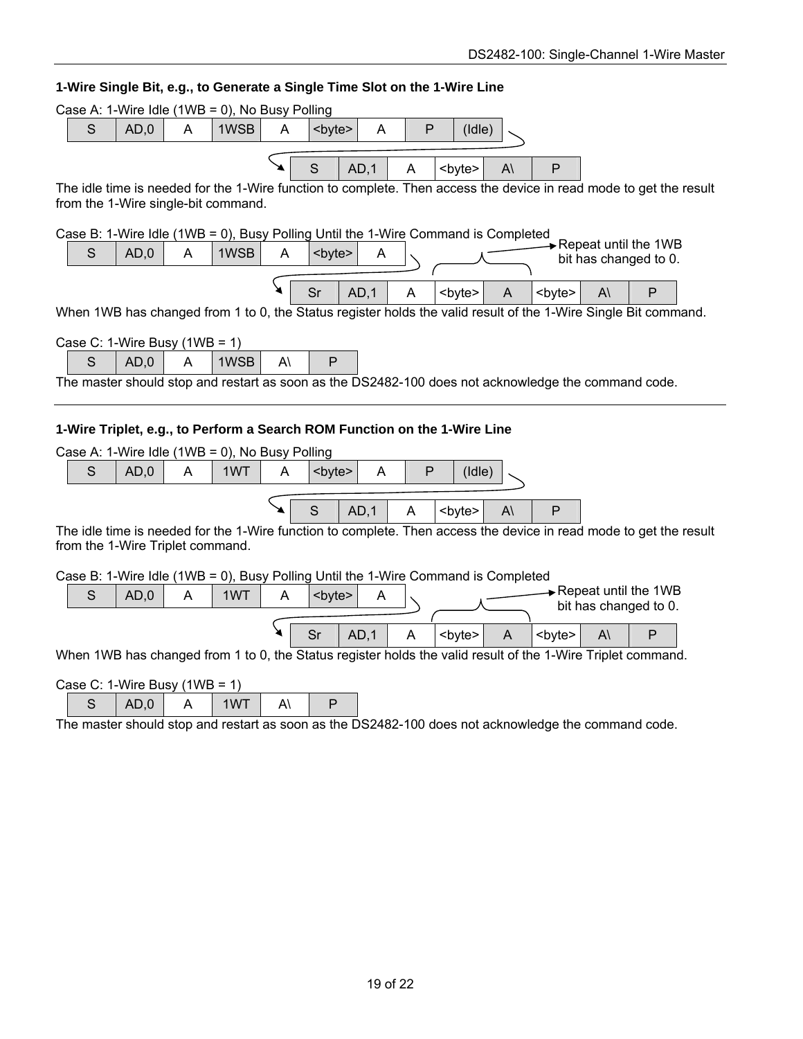### 1-Wire Single Bit, e.g., to Generate a Single Time Slot on the 1-Wire Line

Case A: 1-Wire Idle (1WB = 0), No Busy Polling

| S | AD,0 | A | 1WSB | A | <byte> | A | P | (Idle) |
|---|---|---|---|---|---|---|---|---|

| S | AD,1 | A | <byte> | A\ | P |
|---|---|---|---|---|---|

The idle time is needed for the 1-Wire function to complete. Then access the device in read mode to get the result from the 1-Wire single-bit command.

Case B: 1-Wire Idle (1WB = 0), Busy Polling Until the 1-Wire Command is Completed

| S | AD,0 | A | 1WSB | A | <byte> | A |
|---|---|---|---|---|---|---|

| Sr | AD,1 | A | <byte> | A | <byte> | A\ | P |
|---|---|---|---|---|---|---|---|

Repeat until the 1WB bit has changed to 0.

When 1WB has changed from 1 to 0, the Status register holds the valid result of the 1-Wire Single Bit command.

Case C: 1-Wire Busy (1WB = 1)

| S | AD,0 | A | 1WSB | A\ | P |
|---|---|---|---|---|---|

The master should stop and restart as soon as the DS2482-100 does not acknowledge the command code.

---

### 1-Wire Triplet, e.g., to Perform a Search ROM Function on the 1-Wire Line

Case A: 1-Wire Idle (1WB = 0), No Busy Polling

| S | AD,0 | A | 1WT | A | <byte> | A | P | (Idle) |
|---|---|---|---|---|---|---|---|---|

| S | AD,1 | A | <byte> | A\ | P |
|---|---|---|---|---|---|

The idle time is needed for the 1-Wire function to complete. Then access the device in read mode to get the result from the 1-Wire Triplet command.

Case B: 1-Wire Idle (1WB = 0), Busy Polling Until the 1-Wire Command is Completed

| S | AD,0 | A | 1WT | A | <byte> | A |
|---|---|---|---|---|---|---|

| Sr | AD,1 | A | <byte> | A | <byte> | A\ | P |
|---|---|---|---|---|---|---|---|

Repeat until the 1WB bit has changed to 0.

When 1WB has changed from 1 to 0, the Status register holds the valid result of the 1-Wire Triplet command.

Case C: 1-Wire Busy (1WB = 1)

| S | AD,0 | A | 1WT | A\ | P |
|---|---|---|---|---|---|

The master should stop and restart as soon as the DS2482-100 does not acknowledge the command code.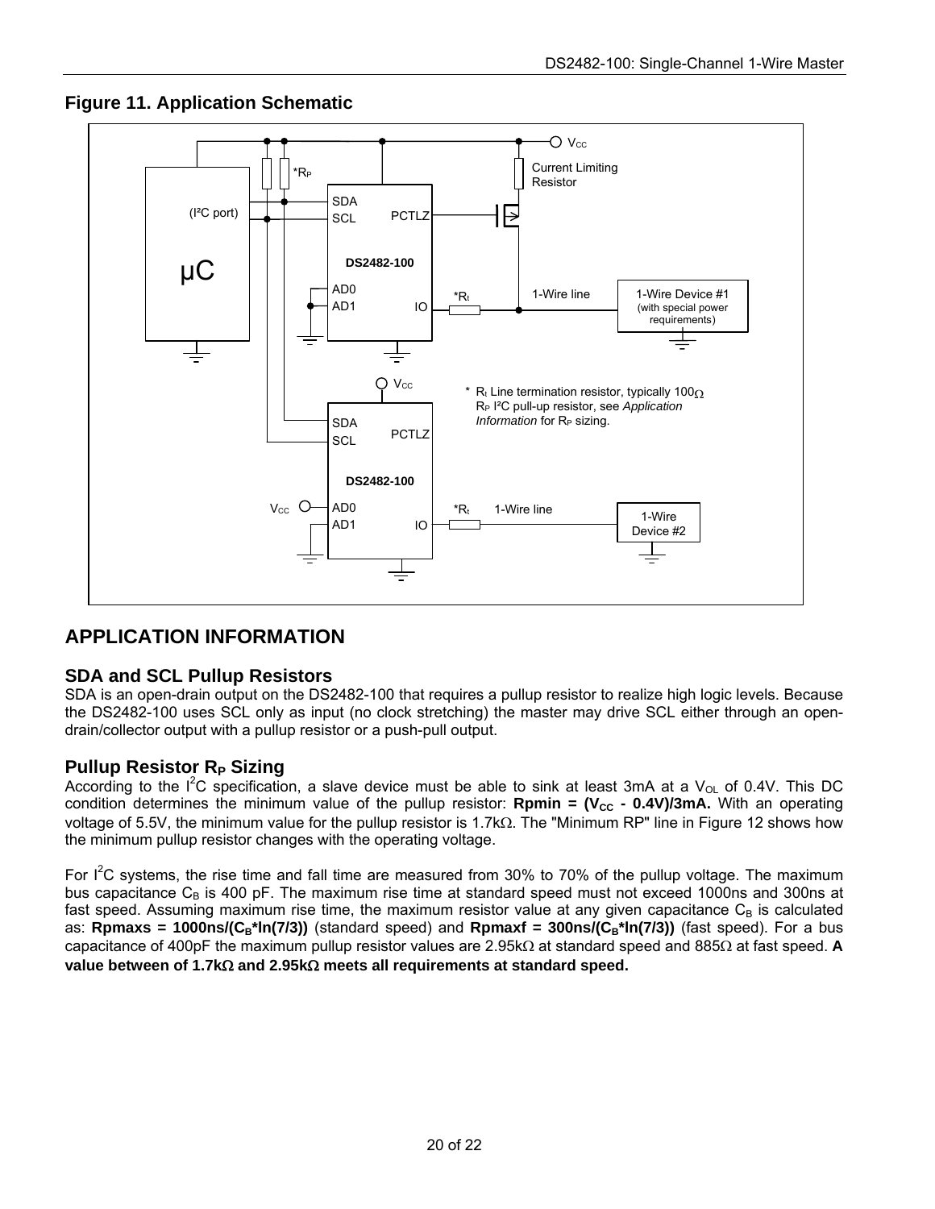## Figure 11. Application Schematic

\* $R_t$ Line termination resistor, typically 100Ω
$R_P$ I²C pull-up resistor, see *Application Information* for $R_P$ sizing.

## APPLICATION INFORMATION

### SDA and SCL Pullup Resistors

SDA is an open-drain output on the DS2482-100 that requires a pullup resistor to realize high logic levels. Because the DS2482-100 uses SCL only as input (no clock stretching) the master may drive SCL either through an open-drain/collector output with a pullup resistor or a push-pull output.

### Pullup Resistor $R_P$ Sizing

According to the I²C specification, a slave device must be able to sink at least 3mA at a $V_{OL}$ of 0.4V. This DC condition determines the minimum value of the pullup resistor: **Rpmin = ($V_{CC}$ - 0.4V)/3mA.** With an operating voltage of 5.5V, the minimum value for the pullup resistor is 1.7kΩ. The "Minimum RP" line in Figure 12 shows how the minimum pullup resistor changes with the operating voltage.

For I²C systems, the rise time and fall time are measured from 30% to 70% of the pullup voltage. The maximum bus capacitance $C_B$ is 400 pF. The maximum rise time at standard speed must not exceed 1000ns and 300ns at fast speed. Assuming maximum rise time, the maximum resistor value at any given capacitance $C_B$ is calculated as: **Rpmaxs = 1000ns/($C_B$\*ln(7/3))** (standard speed) and **Rpmaxf = 300ns/($C_B$\*ln(7/3))** (fast speed). For a bus capacitance of 400pF the maximum pullup resistor values are 2.95kΩ at standard speed and 885Ω at fast speed. **A value between of 1.7kΩ and 2.95kΩ meets all requirements at standard speed.**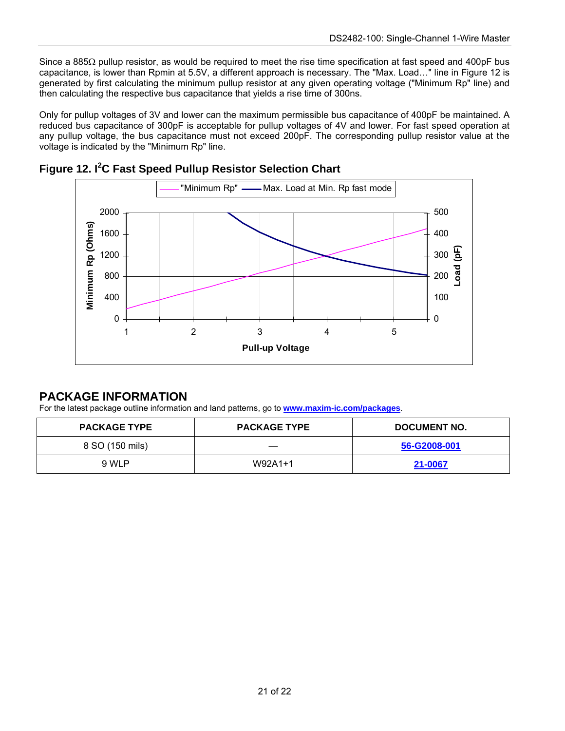Since a 885Ω pullup resistor, as would be required to meet the rise time specification at fast speed and 400pF bus capacitance, is lower than Rpmin at 5.5V, a different approach is necessary. The "Max. Load…" line in Figure 12 is generated by first calculating the minimum pullup resistor at any given operating voltage ("Minimum Rp" line) and then calculating the respective bus capacitance that yields a rise time of 300ns.

Only for pullup voltages of 3V and lower can the maximum permissible bus capacitance of 400pF be maintained. A reduced bus capacitance of 300pF is acceptable for pullup voltages of 4V and lower. For fast speed operation at any pullup voltage, the bus capacitance must not exceed 200pF. The corresponding pullup resistor value at the voltage is indicated by the "Minimum Rp" line.

**Figure 12. I²C Fast Speed Pullup Resistor Selection Chart**

## PACKAGE INFORMATION

For the latest package outline information and land patterns, go to **www.maxim-ic.com/packages**.

| PACKAGE TYPE | PACKAGE TYPE | DOCUMENT NO. |
|---|---|---|
| 8 SO (150 mils) | — | **56-G2008-001** |
| 9 WLP | W92A1+1 | **21-0067** |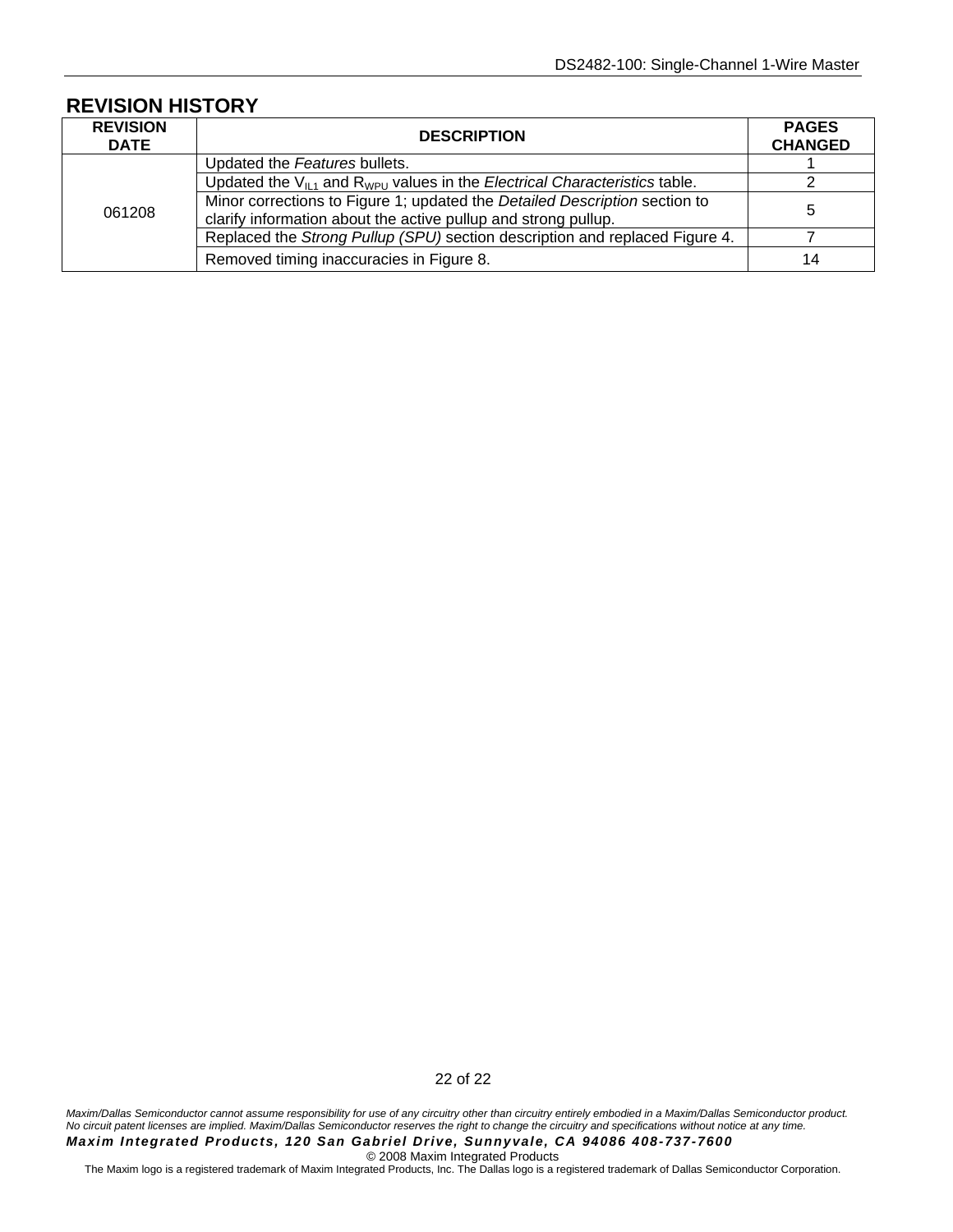## REVISION HISTORY

| REVISION DATE | DESCRIPTION | PAGES CHANGED |
|---|---|---|
| 061208 | Updated the *Features* bullets. | 1 |
| | Updated the $V_{IL1}$ and $R_{WPU}$ values in the *Electrical Characteristics* table. | 2 |
| | Minor corrections to Figure 1; updated the *Detailed Description* section to clarify information about the active pullup and strong pullup. | 5 |
| | Replaced the *Strong Pullup (SPU)* section description and replaced Figure 4. | 7 |
| | Removed timing inaccuracies in Figure 8. | 14 |

*Maxim/Dallas Semiconductor cannot assume responsibility for use of any circuitry other than circuitry entirely embodied in a Maxim/Dallas Semiconductor product. No circuit patent licenses are implied. Maxim/Dallas Semiconductor reserves the right to change the circuitry and specifications without notice at any time.*

***Maxim Integrated Products, 120 San Gabriel Drive, Sunnyvale, CA 94086 408-737-7600***

© 2008 Maxim Integrated Products

The Maxim logo is a registered trademark of Maxim Integrated Products, Inc. The Dallas logo is a registered trademark of Dallas Semiconductor Corporation.